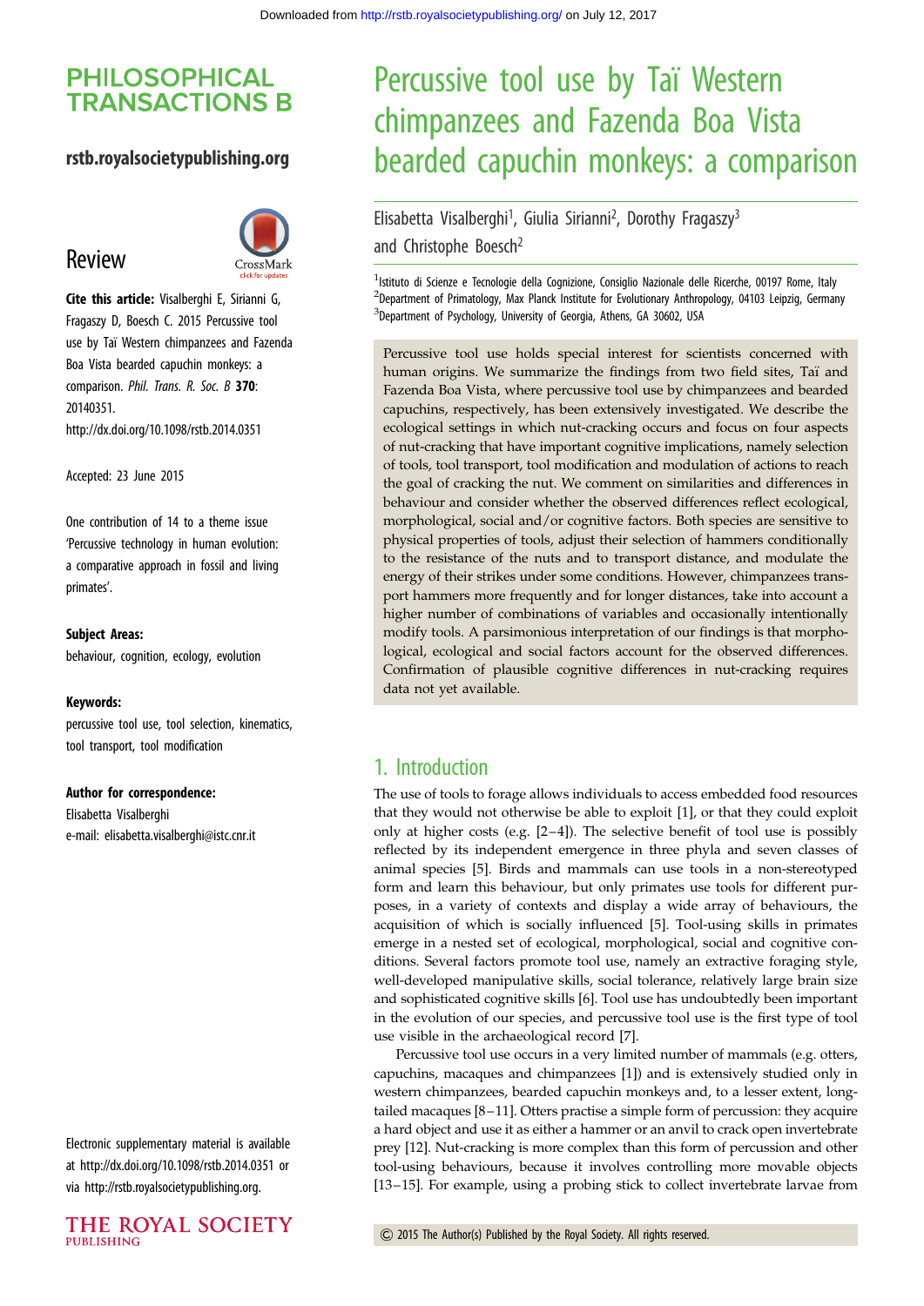# PHILOSOPHICAL TRANSACTIONS B

rstb.royalsocietypublishing.org

## Review

**Cite this article:** Visalberghi E, Sirianni G, Fragaszy D, Boesch C. 2015 Percussive tool use by Taï Western chimpanzees and Fazenda Boa Vista bearded capuchin monkeys: a comparison. *Phil. Trans. R. Soc. B* **370**: 20140351.
http://dx.doi.org/10.1098/rstb.2014.0351

Accepted: 23 June 2015

One contribution of 14 to a theme issue 'Percussive technology in human evolution: a comparative approach in fossil and living primates'.

**Subject Areas:**
behaviour, cognition, ecology, evolution

**Keywords:**
percussive tool use, tool selection, kinematics, tool transport, tool modification

**Author for correspondence:**
Elisabetta Visalberghi
e-mail: elisabetta.visalberghi@istc.cnr.it

Electronic supplementary material is available at http://dx.doi.org/10.1098/rstb.2014.0351 or via http://rstb.royalsocietypublishing.org.

# Percussive tool use by Taï Western chimpanzees and Fazenda Boa Vista bearded capuchin monkeys: a comparison

Elisabetta Visalberghi[1], Giulia Sirianni[2], Dorothy Fragaszy[3] and Christophe Boesch[2]

[1]Istituto di Scienze e Tecnologie della Cognizione, Consiglio Nazionale delle Ricerche, 00197 Rome, Italy
[2]Department of Primatology, Max Planck Institute for Evolutionary Anthropology, 04103 Leipzig, Germany
[3]Department of Psychology, University of Georgia, Athens, GA 30602, USA

Percussive tool use holds special interest for scientists concerned with human origins. We summarize the findings from two field sites, Taï and Fazenda Boa Vista, where percussive tool use by chimpanzees and bearded capuchins, respectively, has been extensively investigated. We describe the ecological settings in which nut-cracking occurs and focus on four aspects of nut-cracking that have important cognitive implications, namely selection of tools, tool transport, tool modification and modulation of actions to reach the goal of cracking the nut. We comment on similarities and differences in behaviour and consider whether the observed differences reflect ecological, morphological, social and/or cognitive factors. Both species are sensitive to physical properties of tools, adjust their selection of hammers conditionally to the resistance of the nuts and to transport distance, and modulate the energy of their strikes under some conditions. However, chimpanzees transport hammers more frequently and for longer distances, take into account a higher number of combinations of variables and occasionally intentionally modify tools. A parsimonious interpretation of our findings is that morphological, ecological and social factors account for the observed differences. Confirmation of plausible cognitive differences in nut-cracking requires data not yet available.

## 1. Introduction

The use of tools to forage allows individuals to access embedded food resources that they would not otherwise be able to exploit [1], or that they could exploit only at higher costs (e.g. [2–4]). The selective benefit of tool use is possibly reflected by its independent emergence in three phyla and seven classes of animal species [5]. Birds and mammals can use tools in a non-stereotyped form and learn this behaviour, but only primates use tools for different purposes, in a variety of contexts and display a wide array of behaviours, the acquisition of which is socially influenced [5]. Tool-using skills in primates emerge in a nested set of ecological, morphological, social and cognitive conditions. Several factors promote tool use, namely an extractive foraging style, well-developed manipulative skills, social tolerance, relatively large brain size and sophisticated cognitive skills [6]. Tool use has undoubtedly been important in the evolution of our species, and percussive tool use is the first type of tool use visible in the archaeological record [7].

Percussive tool use occurs in a very limited number of mammals (e.g. otters, capuchins, macaques and chimpanzees [1]) and is extensively studied only in western chimpanzees, bearded capuchin monkeys and, to a lesser extent, long-tailed macaques [8–11]. Otters practise a simple form of percussion: they acquire a hard object and use it as either a hammer or an anvil to crack open invertebrate prey [12]. Nut-cracking is more complex than this form of percussion and other tool-using behaviours, because it involves controlling more movable objects [13–15]. For example, using a probing stick to collect invertebrate larvae from

© 2015 The Author(s) Published by the Royal Society. All rights reserved.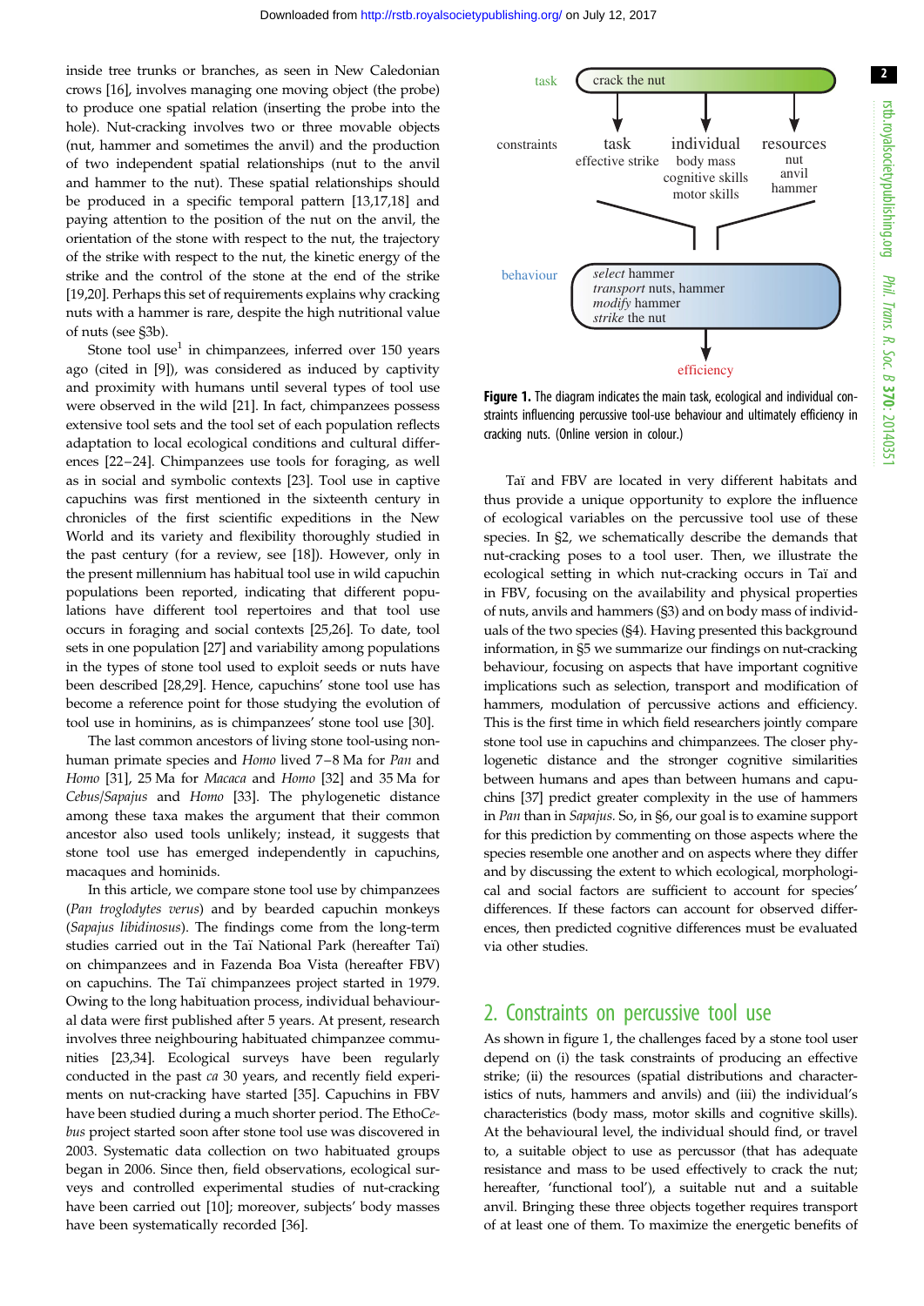inside tree trunks or branches, as seen in New Caledonian crows [16], involves managing one moving object (the probe) to produce one spatial relation (inserting the probe into the hole). Nut-cracking involves two or three movable objects (nut, hammer and sometimes the anvil) and the production of two independent spatial relationships (nut to the anvil and hammer to the nut). These spatial relationships should be produced in a specific temporal pattern [13,17,18] and paying attention to the position of the nut on the anvil, the orientation of the stone with respect to the nut, the trajectory of the strike with respect to the nut, the kinetic energy of the strike and the control of the stone at the end of the strike [19,20]. Perhaps this set of requirements explains why cracking nuts with a hammer is rare, despite the high nutritional value of nuts (see §3b).

Stone tool use[1] in chimpanzees, inferred over 150 years ago (cited in [9]), was considered as induced by captivity and proximity with humans until several types of tool use were observed in the wild [21]. In fact, chimpanzees possess extensive tool sets and the tool set of each population reflects adaptation to local ecological conditions and cultural differences [22–24]. Chimpanzees use tools for foraging, as well as in social and symbolic contexts [23]. Tool use in captive capuchins was first mentioned in the sixteenth century in chronicles of the first scientific expeditions in the New World and its variety and flexibility thoroughly studied in the past century (for a review, see [18]). However, only in the present millennium has habitual tool use in wild capuchin populations been reported, indicating that different populations have different tool repertoires and that tool use occurs in foraging and social contexts [25,26]. To date, tool sets in one population [27] and variability among populations in the types of stone tool used to exploit seeds or nuts have been described [28,29]. Hence, capuchins' stone tool use has become a reference point for those studying the evolution of tool use in hominins, as is chimpanzees' stone tool use [30].

The last common ancestors of living stone tool-using nonhuman primate species and *Homo* lived 7–8 Ma for *Pan* and *Homo* [31], 25 Ma for *Macaca* and *Homo* [32] and 35 Ma for *Cebus*/*Sapajus* and *Homo* [33]. The phylogenetic distance among these taxa makes the argument that their common ancestor also used tools unlikely; instead, it suggests that stone tool use has emerged independently in capuchins, macaques and hominids.

In this article, we compare stone tool use by chimpanzees (*Pan troglodytes verus*) and by bearded capuchin monkeys (*Sapajus libidinosus*). The findings come from the long-term studies carried out in the Taï National Park (hereafter Taï) on chimpanzees and in Fazenda Boa Vista (hereafter FBV) on capuchins. The Taï chimpanzees project started in 1979. Owing to the long habituation process, individual behavioural data were first published after 5 years. At present, research involves three neighbouring habituated chimpanzee communities [23,34]. Ecological surveys have regularly conducted in the past *ca* 30 years, and recently field experiments on nut-cracking have started [35]. Capuchins in FBV have been studied during a much shorter period. The Etho*Cebus* project started soon after stone tool use was discovered in 2003. Systematic data collection on two habituated groups began in 2006. Since then, field observations, ecological surveys and controlled experimental studies of nut-cracking have been carried out [10]; moreover, subjects' body masses have been systematically recorded [36].

**Figure 1.** The diagram indicates the main task, ecological and individual constraints influencing percussive tool-use behaviour and ultimately efficiency in cracking nuts. (Online version in colour.)

Taï and FBV are located in very different habitats and thus provide a unique opportunity to explore the influence of ecological variables on the percussive tool use of these species. In §2, we schematically describe the demands that nut-cracking poses to a tool user. Then, we illustrate the ecological setting in which nut-cracking occurs in Taï and in FBV, focusing on the availability and physical properties of nuts, anvils and hammers (§3) and on body mass of individuals of the two species (§4). Having presented this background information, in §5 we summarize our findings on nut-cracking behaviour, focusing on aspects that have important cognitive implications such as selection, transport and modification of hammers, modulation of percussive actions and efficiency. This is the first time in which field researchers jointly compare stone tool use in capuchins and chimpanzees. The closer phylogenetic distance and the stronger cognitive similarities between humans and apes than between humans and capuchins [37] predict greater complexity in the use of hammers in *Pan* than in *Sapajus*. So, in §6, our goal is to examine support for this prediction by commenting on those aspects where the species resemble one another and on aspects where they differ and by discussing the extent to which ecological, morphological and social factors are sufficient to account for species' differences. If these factors can account for observed differences, then predicted cognitive differences must be evaluated via other studies.

## 2. Constraints on percussive tool use

As shown in figure 1, the challenges faced by a stone tool user depend on (i) the task constraints of producing an effective strike; (ii) the resources (spatial distributions and characteristics of nuts, hammers and anvils) and (iii) the individual's characteristics (body mass, motor skills and cognitive skills). At the behavioural level, the individual should find, or travel to, a suitable object to use as percussor (that has adequate resistance and mass to be used effectively to crack the nut; hereafter, 'functional tool'), a suitable nut and a suitable anvil. Bringing these three objects together requires transport of at least one of them. To maximize the energetic benefits of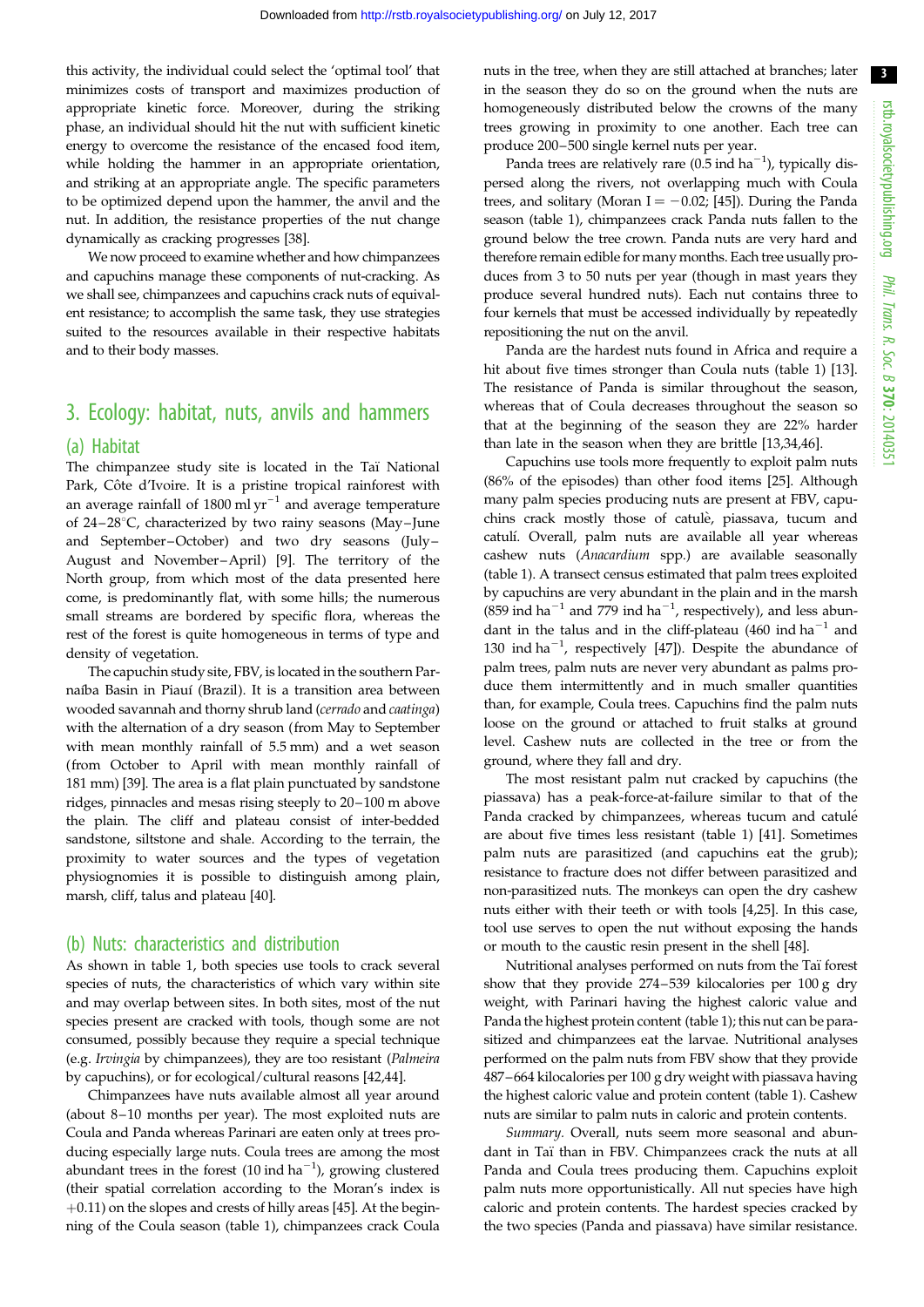this activity, the individual could select the 'optimal tool' that minimizes costs of transport and maximizes production of appropriate kinetic force. Moreover, during the striking phase, an individual should hit the nut with sufficient kinetic energy to overcome the resistance of the encased food item, while holding the hammer in an appropriate orientation, and striking at an appropriate angle. The specific parameters to be optimized depend upon the hammer, the anvil and the nut. In addition, the resistance properties of the nut change dynamically as cracking progresses [38].

We now proceed to examine whether and how chimpanzees and capuchins manage these components of nut-cracking. As we shall see, chimpanzees and capuchins crack nuts of equivalent resistance; to accomplish the same task, they use strategies suited to the resources available in their respective habitats and to their body masses.

## 3. Ecology: habitat, nuts, anvils and hammers

### (a) Habitat

The chimpanzee study site is located in the Taï National Park, Côte d'Ivoire. It is a pristine tropical rainforest with an average rainfall of 1800 ml yr$^{-1}$ and average temperature of 24–28°C, characterized by two rainy seasons (May–June and September–October) and two dry seasons (July–August and November–April) [9]. The territory of the North group, from which most of the data presented here come, is predominantly flat, with some hills; the numerous small streams are bordered by specific flora, whereas the rest of the forest is quite homogeneous in terms of type and density of vegetation.

The capuchin study site, FBV, is located in the southern Parnaíba Basin in Piauí (Brazil). It is a transition area between wooded savannah and thorny shrub land (*cerrado* and *caatinga*) with the alternation of a dry season (from May to September with mean monthly rainfall of 5.5 mm) and a wet season (from October to April with mean monthly rainfall of 181 mm) [39]. The area is a flat plain punctuated by sandstone ridges, pinnacles and mesas rising steeply to 20–100 m above the plain. The cliff and plateau consist of inter-bedded sandstone, siltstone and shale. According to the terrain, the proximity to water sources and the types of vegetation physiognomies it is possible to distinguish among plain, marsh, cliff, talus and plateau [40].

### (b) Nuts: characteristics and distribution

As shown in table 1, both species use tools to crack several species of nuts, the characteristics of which vary within site and may overlap between sites. In both sites, most of the nut species present are cracked with tools, though some are not consumed, possibly because they require a special technique (e.g. *Irvingia* by chimpanzees), they are too resistant (*Palmeira* by capuchins), or for ecological/cultural reasons [42,44].

Chimpanzees have nuts available almost all year around (about 8–10 months per year). The most exploited nuts are Coula and Panda whereas Parinari are eaten only at trees producing especially large nuts. Coula trees are among the most abundant trees in the forest (10 ind ha$^{-1}$), growing clustered (their spatial correlation according to the Moran's index is +0.11) on the slopes and crests of hilly areas [45]. At the beginning of the Coula season (table 1), chimpanzees crack Coula nuts in the tree, when they are still attached at branches; later in the season they do so on the ground when the nuts are homogeneously distributed below the crowns of the many trees growing in proximity to one another. Each tree can produce 200–500 single kernel nuts per year.

Panda trees are relatively rare (0.5 ind ha$^{-1}$), typically dispersed along the rivers, not overlapping much with Coula trees, and solitary (Moran I = −0.02; [45]). During the Panda season (table 1), chimpanzees crack Panda nuts fallen to the ground below the tree crown. Panda nuts are very hard and therefore remain edible for many months. Each tree usually produces from 3 to 50 nuts per year (though in mast years they produce several hundred nuts). Each nut contains three to four kernels that must be accessed individually by repeatedly repositioning the nut on the anvil.

Panda are the hardest nuts found in Africa and require a hit about five times stronger than Coula nuts (table 1) [13]. The resistance of Panda is similar throughout the season, whereas that of Coula decreases throughout the season so that at the beginning of the season they are 22% harder than late in the season when they are brittle [13,34,46].

Capuchins use tools more frequently to exploit palm nuts (86% of the episodes) than other food items [25]. Although many palm species producing nuts are present at FBV, capuchins crack mostly those of catulè, piassava, tucum and catulí. Overall, palm nuts are available all year whereas cashew nuts (*Anacardium* spp.) are available seasonally (table 1). A transect census estimated that palm trees exploited by capuchins are very abundant in the plain and in the marsh (859 ind ha$^{-1}$ and 779 ind ha$^{-1}$, respectively), and less abundant in the talus and in the cliff-plateau (460 ind ha$^{-1}$ and 130 ind ha$^{-1}$, respectively [47]). Despite the abundance of palm trees, palm nuts are never very abundant as palms produce them intermittently and in much smaller quantities than, for example, Coula trees. Capuchins find the palm nuts loose on the ground or attached to fruit stalks at ground level. Cashew nuts are collected in the tree or from the ground, where they fall and dry.

The most resistant palm nut cracked by capuchins (the piassava) has a peak-force-at-failure similar to that of the Panda cracked by chimpanzees, whereas tucum and catulé are about five times less resistant (table 1) [41]. Sometimes palm nuts are parasitized (and capuchins eat the grub); resistance to fracture does not differ between parasitized and non-parasitized nuts. The monkeys can open the dry cashew nuts either with their teeth or with tools [4,25]. In this case, tool use serves to open the nut without exposing the hands or mouth to the caustic resin present in the shell [48].

Nutritional analyses performed on nuts from the Taï forest show that they provide 274–539 kilocalories per 100 g dry weight, with Parinari having the highest caloric value and Panda the highest protein content (table 1); this nut can be parasitized and chimpanzees eat the larvae. Nutritional analyses performed on the palm nuts from FBV show that they provide 487–664 kilocalories per 100 g dry weight with piassava having the highest caloric value and protein content (table 1). Cashew nuts are similar to palm nuts in caloric and protein contents.

*Summary.* Overall, nuts seem more seasonal and abundant in Taï than in FBV. Chimpanzees crack the nuts at all Panda and Coula trees producing them. Capuchins exploit palm nuts more opportunistically. All nut species have high caloric and protein contents. The hardest species cracked by the two species (Panda and piassava) have similar resistance.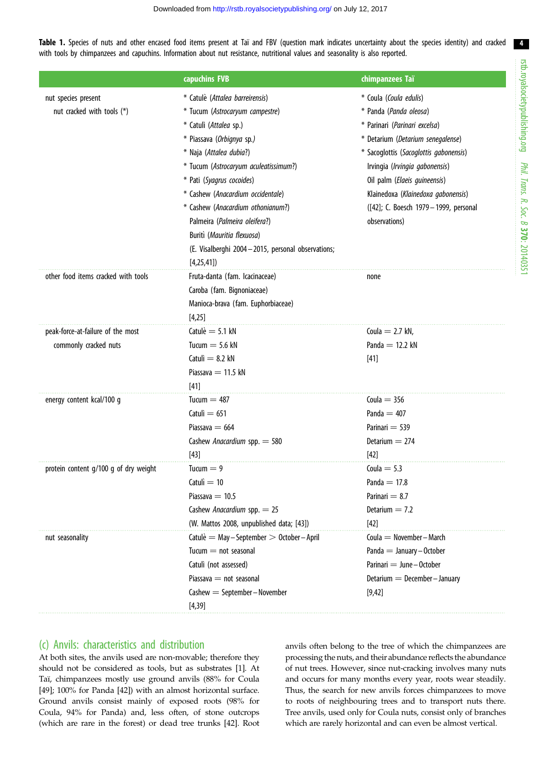**Table 1.** Species of nuts and other encased food items present at Taï and FBV (question mark indicates uncertainty about the species identity) and cracked with tools by chimpanzees and capuchins. Information about nut resistance, nutritional values and seasonality is also reported.

| | capuchins FVB | chimpanzees Taï |
|---|---|---|
| nut species present<br>nut cracked with tools (*) | * Catulè (*Attalea barreirensis*)<br>* Tucum (*Astrocaryum campestre*)<br>* Catulì (*Attalea* sp.)<br>* Piassava (*Orbignya* sp.)<br>* Naja (*Attalea dubia*?)<br>* Tucum (*Astrocaryum aculeatissimum*?)<br>* Pati (*Syagrus cocoides*)<br>* Cashew (*Anacardium occidentale*)<br>* Cashew (*Anacardium othonianum*?)<br>Palmeira (*Palmeira oleifera*?)<br>Burití (*Mauritia flexuosa*)<br>(E. Visalberghi 2004–2015, personal observations; [4,25,41]) | * Coula (*Coula edulis*)<br>* Panda (*Panda oleosa*)<br>* Parinari (*Parinari excelsa*)<br>* Detarium (*Detarium senegalense*)<br>* Sacoglottis (*Sacoglottis gabonensis*)<br>Irvingia (*Irvingia gabonensis*)<br>Oil palm (*Elaeis guineensis*)<br>Klainedoxa (*Klainedoxa gabonensis*)<br>([42]; C. Boesch 1979–1999, personal observations) |
| other food items cracked with tools | Fruta-danta (fam. Icacinaceae)<br>Caroba (fam. Bignoniaceae)<br>Manioca-brava (fam. Euphorbiaceae)<br>[4,25] | none |
| peak-force-at-failure of the most commonly cracked nuts | Catulè = 5.1 kN<br>Tucum = 5.6 kN<br>Catulì = 8.2 kN<br>Piassava = 11.5 kN<br>[41] | Coula = 2.7 kN,<br>Panda = 12.2 kN<br>[41] |
| energy content kcal/100 g | Tucum = 487<br>Catulì = 651<br>Piassava = 664<br>Cashew *Anacardium* spp. = 580<br>[43] | Coula = 356<br>Panda = 407<br>Parinari = 539<br>Detarium = 274<br>[42] |
| protein content g/100 g of dry weight | Tucum = 9<br>Catulì = 10<br>Piassava = 10.5<br>Cashew *Anacardium* spp. = 25<br>(W. Mattos 2008, unpublished data; [43]) | Coula = 5.3<br>Panda = 17.8<br>Parinari = 8.7<br>Detarium = 7.2<br>[42] |
| nut seasonality | Catulè = May–September > October–April<br>Tucum = not seasonal<br>Catulì (not assessed)<br>Piassava = not seasonal<br>Cashew = September–November<br>[4,39] | Coula = November–March<br>Panda = January–October<br>Parinari = June–October<br>Detarium = December–January<br>[9,42] |

## (c) Anvils: characteristics and distribution

At both sites, the anvils used are non-movable; therefore they should not be considered as tools, but as substrates [1]. At Taï, chimpanzees mostly use ground anvils (88% for Coula [49]; 100% for Panda [42]) with an almost horizontal surface. Ground anvils consist mainly of exposed roots (98% for Coula, 94% for Panda) and, less often, of stone outcrops (which are rare in the forest) or dead tree trunks [42]. Root anvils often belong to the tree of which the chimpanzees are processing the nuts, and their abundance reflects the abundance of nut trees. However, since nut-cracking involves many nuts and occurs for many months every year, roots wear steadily. Thus, the search for new anvils forces chimpanzees to move to roots of neighbouring trees and to transport nuts there. Tree anvils, used only for Coula nuts, consist only of branches which are rarely horizontal and can even be almost vertical.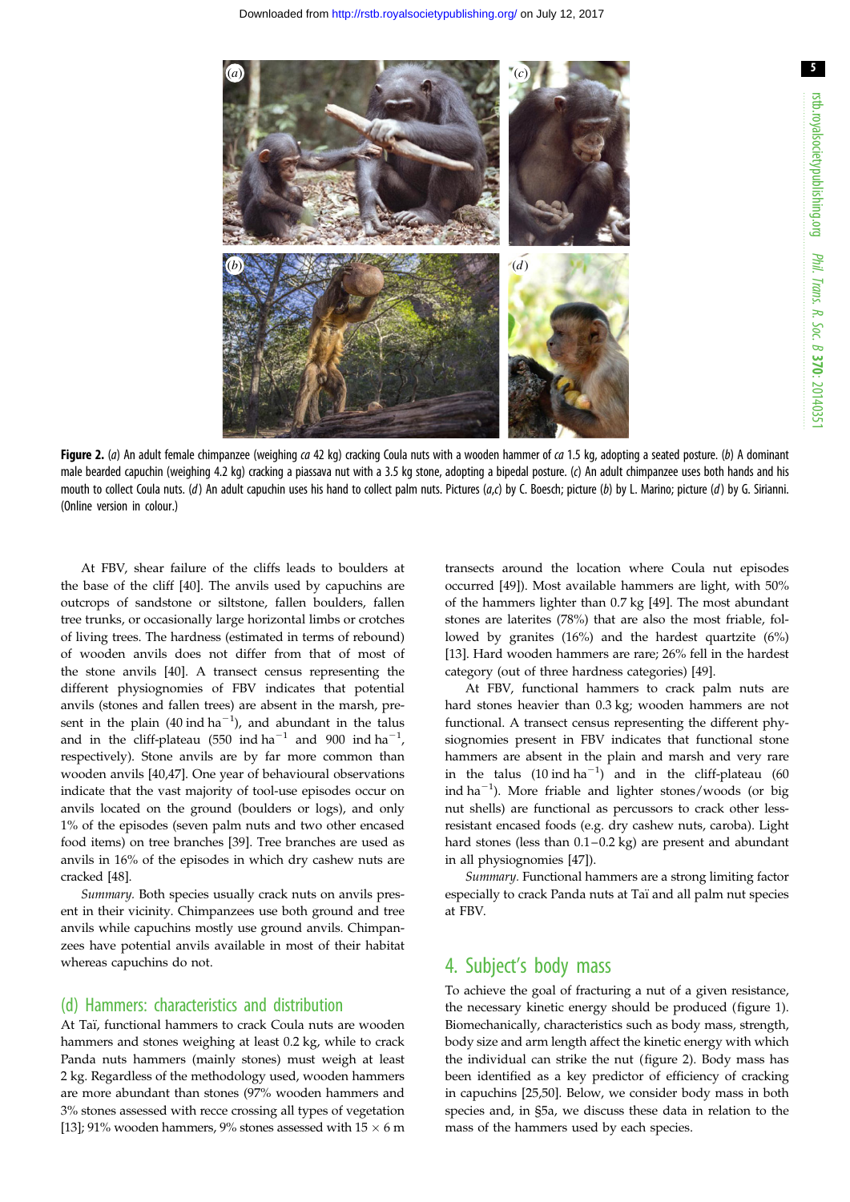Figure 2. (*a*) An adult female chimpanzee (weighing *ca* 42 kg) cracking Coula nuts with a wooden hammer of *ca* 1.5 kg, adopting a seated posture. (*b*) A dominant male bearded capuchin (weighing 4.2 kg) cracking a piassava nut with a 3.5 kg stone, adopting a bipedal posture. (*c*) An adult chimpanzee uses both hands and his mouth to collect Coula nuts. (*d*) An adult capuchin uses his hand to collect palm nuts. Pictures (*a*,*c*) by C. Boesch; picture (*b*) by L. Marino; picture (*d*) by G. Sirianni. (Online version in colour.)

At FBV, shear failure of the cliffs leads to boulders at the base of the cliff [40]. The anvils used by capuchins are outcrops of sandstone or siltstone, fallen boulders, fallen tree trunks, or occasionally large horizontal limbs or crotches of living trees. The hardness (estimated in terms of rebound) of wooden anvils does not differ from that of most of the stone anvils [40]. A transect census representing the different physiognomies of FBV indicates that potential anvils (stones and fallen trees) are absent in the marsh, present in the plain (40 ind $ha^{-1}$), and abundant in the talus and in the cliff-plateau (550 ind $ha^{-1}$ and 900 ind $ha^{-1}$, respectively). Stone anvils are by far more common than wooden anvils [40,47]. One year of behavioural observations indicate that the vast majority of tool-use episodes occur on anvils located on the ground (boulders or logs), and only 1% of the episodes (seven palm nuts and two other encased food items) on tree branches [39]. Tree branches are used as anvils in 16% of the episodes in which dry cashew nuts are cracked [48].

*Summary.* Both species usually crack nuts on anvils present in their vicinity. Chimpanzees use both ground and tree anvils while capuchins mostly use ground anvils. Chimpanzees have potential anvils available in most of their habitat whereas capuchins do not.

### (d) Hammers: characteristics and distribution

At Taï, functional hammers to crack Coula nuts are wooden hammers and stones weighing at least 0.2 kg, while to crack Panda nuts hammers (mainly stones) must weigh at least 2 kg. Regardless of the methodology used, wooden hammers are more abundant than stones (97% wooden hammers and 3% stones assessed with recce crossing all types of vegetation [13]; 91% wooden hammers, 9% stones assessed with 15 × 6 m transects around the location where Coula nut episodes occurred [49]). Most available hammers are light, with 50% of the hammers lighter than 0.7 kg [49]. The most abundant stones are laterites (78%) that are also the most friable, followed by granites (16%) and the hardest quartzite (6%) [13]. Hard wooden hammers are rare; 26% fell in the hardest category (out of three hardness categories) [49].

At FBV, functional hammers to crack palm nuts are hard stones heavier than 0.3 kg; wooden hammers are not functional. A transect census representing the different physiognomies present in FBV indicates that functional stone hammers are absent in the plain and marsh and very rare in the talus (10 ind $ha^{-1}$) and in the cliff-plateau (60 ind $ha^{-1}$). More friable and lighter stones/woods (or big nut shells) are functional as percussors to crack other less-resistant encased foods (e.g. dry cashew nuts, caroba). Light hard stones (less than 0.1–0.2 kg) are present and abundant in all physiognomies [47]).

*Summary.* Functional hammers are a strong limiting factor especially to crack Panda nuts at Taï and all palm nut species at FBV.

## 4. Subject's body mass

To achieve the goal of fracturing a nut of a given resistance, the necessary kinetic energy should be produced (figure 1). Biomechanically, characteristics such as body mass, strength, body size and arm length affect the kinetic energy with which the individual can strike the nut (figure 2). Body mass has been identified as a key predictor of efficiency of cracking in capuchins [25,50]. Below, we consider body mass in both species and, in §5a, we discuss these data in relation to the mass of the hammers used by each species.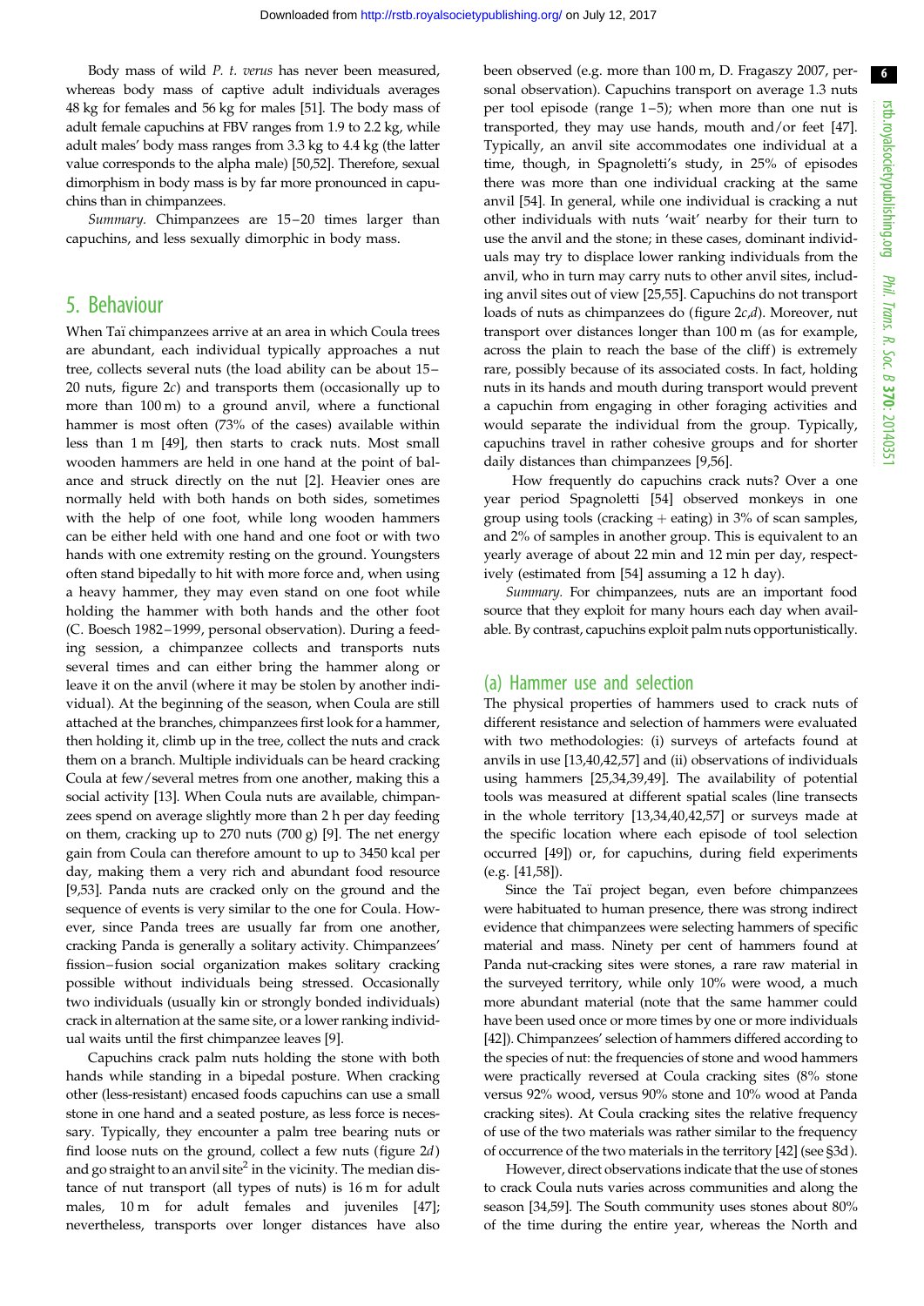Body mass of wild *P. t. verus* has never been measured, whereas body mass of captive adult individuals averages 48 kg for females and 56 kg for males [51]. The body mass of adult female capuchins at FBV ranges from 1.9 to 2.2 kg, while adult males' body mass ranges from 3.3 kg to 4.4 kg (the latter value corresponds to the alpha male) [50,52]. Therefore, sexual dimorphism in body mass is by far more pronounced in capuchins than in chimpanzees.

*Summary.* Chimpanzees are 15–20 times larger than capuchins, and less sexually dimorphic in body mass.

## 5. Behaviour

When Taï chimpanzees arrive at an area in which Coula trees are abundant, each individual typically approaches a nut tree, collects several nuts (the load ability can be about 15–20 nuts, figure 2*c*) and transports them (occasionally up to more than 100 m) to a ground anvil, where a functional hammer is most often (73% of the cases) available within less than 1 m [49], then starts to crack nuts. Most small wooden hammers are held in one hand at the point of balance and struck directly on the nut [2]. Heavier ones are normally held with both hands on both sides, sometimes with the help of one foot, while long wooden hammers can be either held with one hand and one foot or with two hands with one extremity resting on the ground. Youngsters often stand bipedally to hit with more force and, when using a heavy hammer, they may even stand on one foot while holding the hammer with both hands and the other foot (C. Boesch 1982–1999, personal observation). During a feeding session, a chimpanzee collects and transports nuts several times and can either bring the hammer along or leave it on the anvil (where it may be stolen by another individual). At the beginning of the season, when Coula are still attached at the branches, chimpanzees first look for a hammer, then holding it, climb up in the tree, collect the nuts and crack them on a branch. Multiple individuals can be heard cracking Coula at few/several metres from one another, making this a social activity [13]. When Coula nuts are available, chimpanzees spend on average slightly more than 2 h per day feeding on them, cracking up to 270 nuts (700 g) [9]. The net energy gain from Coula can therefore amount to up to 3450 kcal per day, making them a very rich and abundant food resource [9,53]. Panda nuts are cracked only on the ground and the sequence of events is very similar to the one for Coula. However, since Panda trees are usually far from one another, cracking Panda is generally a solitary activity. Chimpanzees' fission–fusion social organization makes solitary cracking possible without individuals being stressed. Occasionally two individuals (usually kin or strongly bonded individuals) crack in alternation at the same site, or a lower ranking individual waits until the first chimpanzee leaves [9].

Capuchins crack palm nuts holding the stone with both hands while standing in a bipedal posture. When cracking other (less-resistant) encased foods capuchins can use a small stone in one hand and a seated posture, as less force is necessary. Typically, they encounter a palm tree bearing nuts or find loose nuts on the ground, collect a few nuts (figure 2*d*) and go straight to an anvil site[2] in the vicinity. The median distance of nut transport (all types of nuts) is 16 m for adult males, 10 m for adult females and juveniles [47]; nevertheless, transports over longer distances have also been observed (e.g. more than 100 m, D. Fragaszy 2007, personal observation). Capuchins transport on average 1.3 nuts per tool episode (range 1–5); when more than one nut is transported, they may use hands, mouth and/or feet [47]. Typically, an anvil site accommodates one individual at a time, though, in Spagnoletti's study, in 25% of episodes there was more than one individual cracking at the same anvil [54]. In general, while one individual is cracking a nut other individuals with nuts 'wait' nearby for their turn to use the anvil and the stone; in these cases, dominant individuals may try to displace lower ranking individuals from the anvil, who in turn may carry nuts to other anvil sites, including anvil sites out of view [25,55]. Capuchins do not transport loads of nuts as chimpanzees do (figure 2*c*,*d*). Moreover, nut transport over distances longer than 100 m (as for example, across the plain to reach the base of the cliff) is extremely rare, possibly because of its associated costs. In fact, holding nuts in its hands and mouth during transport would prevent a capuchin from engaging in other foraging activities and would separate the individual from the group. Typically, capuchins travel in rather cohesive groups and for shorter daily distances than chimpanzees [9,56].

How frequently do capuchins crack nuts? Over a one year period Spagnoletti [54] observed monkeys in one group using tools (cracking + eating) in 3% of scan samples, and 2% of samples in another group. This is equivalent to an yearly average of about 22 min and 12 min per day, respectively (estimated from [54] assuming a 12 h day).

*Summary.* For chimpanzees, nuts are an important food source that they exploit for many hours each day when available. By contrast, capuchins exploit palm nuts opportunistically.

### (a) Hammer use and selection

The physical properties of hammers used to crack nuts of different resistance and selection of hammers were evaluated with two methodologies: (i) surveys of artefacts found at anvils in use [13,40,42,57] and (ii) observations of individuals using hammers [25,34,39,49]. The availability of potential tools was measured at different spatial scales (line transects in the whole territory [13,34,40,42,57] or surveys made at the specific location where each episode of tool selection occurred [49]) or, for capuchins, during field experiments (e.g. [41,58]).

Since the Taï project began, even before chimpanzees were habituated to human presence, there was strong indirect evidence that chimpanzees were selecting hammers of specific material and mass. Ninety per cent of hammers found at Panda nut-cracking sites were stones, a rare raw material in the surveyed territory, while only 10% were wood, a much more abundant material (note that the same hammer could have been used once or more times by one or more individuals [42]). Chimpanzees' selection of hammers differed according to the species of nut: the frequencies of stone and wood hammers were practically reversed at Coula cracking sites (8% stone versus 92% wood, versus 90% stone and 10% wood at Panda cracking sites). At Coula cracking sites the relative frequency of use of the two materials was rather similar to the frequency of occurrence of the two materials in the territory [42] (see §3d).

However, direct observations indicate that the use of stones to crack Coula nuts varies across communities and along the season [34,59]. The South community uses stones about 80% of the time during the entire year, whereas the North and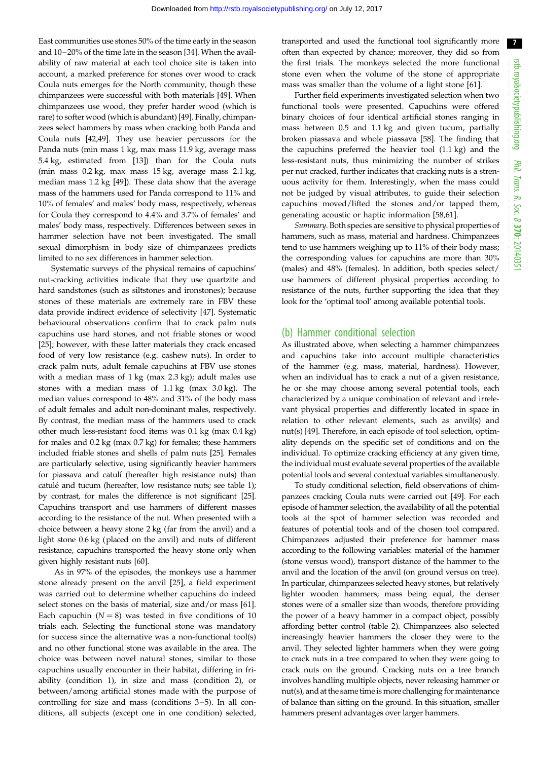East communities use stones 50% of the time early in the season and 10–20% of the time late in the season [34]. When the availability of raw material at each tool choice site is taken into account, a marked preference for stones over wood to crack Coula nuts emerges for the North community, though these chimpanzees were successful with both materials [49]. When chimpanzees use wood, they prefer harder wood (which is rare) to softer wood (which is abundant) [49]. Finally, chimpanzees select hammers by mass when cracking both Panda and Coula nuts [42,49]. They use heavier percussors for the Panda nuts (min mass 1 kg, max mass 11.9 kg, average mass 5.4 kg, estimated from [13]) than for the Coula nuts (min mass 0.2 kg, max mass 15 kg, average mass 2.1 kg, median mass 1.2 kg [49]). These data show that the average mass of the hammers used for Panda correspond to 11% and 10% of females' and males' body mass, respectively, whereas for Coula they correspond to 4.4% and 3.7% of females' and males' body mass, respectively. Differences between sexes in hammer selection have not been investigated. The small sexual dimorphism in body size of chimpanzees predicts limited to no sex differences in hammer selection.

Systematic surveys of the physical remains of capuchins' nut-cracking activities indicate that they use quartzite and hard sandstones (such as siltstones and ironstones); because stones of these materials are extremely rare in FBV these data provide indirect evidence of selectivity [47]. Systematic behavioural observations confirm that to crack palm nuts capuchins use hard stones, and not friable stones or wood [25]; however, with these latter materials they crack encased food of very low resistance (e.g. cashew nuts). In order to crack palm nuts, adult female capuchins at FBV use stones with a median mass of 1 kg (max 2.3 kg); adult males use stones with a median mass of 1.1 kg (max 3.0 kg). The median values correspond to 48% and 31% of the body mass of adult females and adult non-dominant males, respectively. By contrast, the median mass of the hammers used to crack other much less-resistant food items was 0.1 kg (max 0.4 kg) for males and 0.2 kg (max 0.7 kg) for females; these hammers included friable stones and shells of palm nuts [25]. Females are particularly selective, using significantly heavier hammers for piassava and catulí (hereafter high resistance nuts) than catulé and tucum (hereafter, low resistance nuts; see table 1); by contrast, for males the difference is not significant [25]. Capuchins transport and use hammers of different masses according to the resistance of the nut. When presented with a choice between a heavy stone 2 kg (far from the anvil) and a light stone 0.6 kg (placed on the anvil) and nuts of different resistance, capuchins transported the heavy stone only when given highly resistant nuts [60].

As in 97% of the episodes, the monkeys use a hammer stone already present on the anvil [25], a field experiment was carried out to determine whether capuchins do indeed select stones on the basis of material, size and/or mass [61]. Each capuchin ($N = 8$) was tested in five conditions of 10 trials each. Selecting the functional stone was mandatory for success since the alternative was a non-functional tool(s) and no other functional stone was available in the area. The choice was between novel natural stones, similar to those capuchins usually encounter in their habitat, differing in friability (condition 1), in size and mass (condition 2), or between/among artificial stones made with the purpose of controlling for size and mass (conditions 3–5). In all conditions, all subjects (except one in one condition) selected, transported and used the functional tool significantly more often than expected by chance; moreover, they did so from the first trials. The monkeys selected the more functional stone even when the volume of the stone of appropriate mass was smaller than the volume of a light stone [61].

Further field experiments investigated selection when two functional tools were presented. Capuchins were offered binary choices of four identical artificial stones ranging in mass between 0.5 and 1.1 kg and given tucum, partially broken piassava and whole piassava [58]. The finding that the capuchins preferred the heavier tool (1.1 kg) and the less-resistant nuts, thus minimizing the number of strikes per nut cracked, further indicates that cracking nuts is a strenuous activity for them. Interestingly, when the mass could not be judged by visual attributes, to guide their selection capuchins moved/lifted the stones and/or tapped them, generating acoustic or haptic information [58,61].

*Summary.* Both species are sensitive to physical properties of hammers, such as mass, material and hardness. Chimpanzees tend to use hammers weighing up to 11% of their body mass; the corresponding values for capuchins are more than 30% (males) and 48% (females). In addition, both species select/use hammers of different physical properties according to resistance of the nuts, further supporting the idea that they look for the 'optimal tool' among available potential tools.

## (b) Hammer conditional selection

As illustrated above, when selecting a hammer chimpanzees and capuchins take into account multiple characteristics of the hammer (e.g. mass, material, hardness). However, when an individual has to crack a nut of a given resistance, he or she may choose among several potential tools, each characterized by a unique combination of relevant and irrelevant physical properties and differently located in space in relation to other relevant elements, such as anvil(s) and nut(s) [49]. Therefore, in each episode of tool selection, optimality depends on the specific set of conditions and on the individual. To optimize cracking efficiency at any given time, the individual must evaluate several properties of the available potential tools and several contextual variables simultaneously.

To study conditional selection, field observations of chimpanzees cracking Coula nuts were carried out [49]. For each episode of hammer selection, the availability of all the potential tools at the spot of hammer selection was recorded and features of potential tools and of the chosen tool compared. Chimpanzees adjusted their preference for hammer mass according to the following variables: material of the hammer (stone versus wood), transport distance of the hammer to the anvil and the location of the anvil (on ground versus on tree). In particular, chimpanzees selected heavy stones, but relatively lighter wooden hammers; mass being equal, the denser stones were of a smaller size than woods, therefore providing the power of a heavy hammer in a compact object, possibly affording better control (table 2). Chimpanzees also selected increasingly heavier hammers the closer they were to the anvil. They selected lighter hammers when they were going to crack nuts in a tree compared to when they were going to crack nuts on the ground. Cracking nuts on a tree branch involves handling multiple objects, never releasing hammer or nut(s), and at the same time is more challenging for maintenance of balance than sitting on the ground. In this situation, smaller hammers present advantages over larger hammers.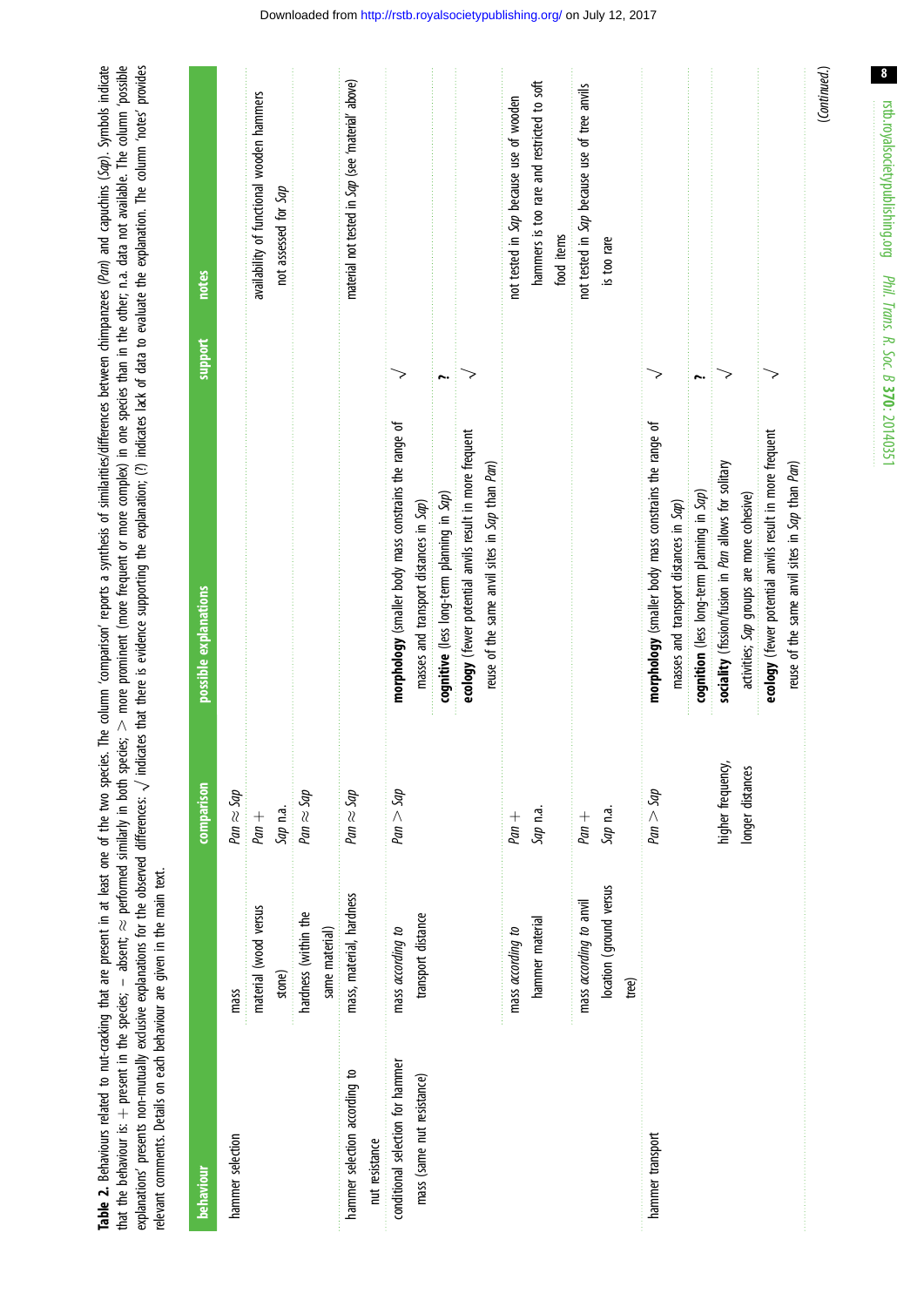**Table 2.** Behaviours related to nut-cracking that are present in at least one of the two species. The column 'comparison' reports a synthesis of similarities/differences between chimpanzees (*Pan*) and capuchins (*Sap*). Symbols indicate that the behaviour is: + present in the species; − absent; ≈ performed similarly in both species; > more prominent (more frequent or more complex) in one species than in the other; n.a. data not available. The column 'possible explanations' presents non-mutually exclusive explanations for the observed differences: √ indicates that there is evidence supporting the explanation; (?) indicates lack of data to evaluate the explanation. The column 'notes' provides relevant comments. Details on each behaviour are given in the main text.

| behaviour | | comparison | possible explanations | support | notes |
|---|---|---|---|---|---|
| hammer selection | mass | *Pan* ≈ *Sap* | | | |
| | material (wood versus stone) | *Pan* + <br> *Sap* n.a. | | | availability of functional wooden hammers not assessed for *Sap* |
| | hardness (within the same material) | *Pan* ≈ *Sap* | | | |
| hammer selection according to nut resistance | mass, material, hardness | *Pan* ≈ *Sap* | | | material not tested in *Sap* (see 'material' above) |
| conditional selection for hammer mass (same nut resistance) | mass *according to* transport distance | *Pan* > *Sap* | **morphology** (smaller body mass constrains the range of masses and transport distances in *Sap*) | √ | |
| | | | **cognitive** (less long-term planning in *Sap*) | ? | |
| | | | **ecology** (fewer potential anvils result in more frequent reuse of the same anvil sites in *Sap* than *Pan*) | √ | |
| | mass *according to* hammer material | *Pan* + <br> *Sap* n.a. | | | not tested in *Sap* because use of wooden hammers is too rare and restricted to soft food items |
| | mass *according to* to anvil location (ground versus tree) | *Pan* + <br> *Sap* n.a. | | | not tested in *Sap* because use of tree anvils is too rare |
| hammer transport | | *Pan* > *Sap* | **morphology** (smaller body mass constrains the range of masses and transport distances in *Sap*) | √ | |
| | | | **cognition** (less long-term planning in *Sap*) | ? | |
| | | higher frequency, longer distances | **sociality** (fission/fusion in *Pan* allows for solitary activities; *Sap* groups are more cohesive) | √ | |
| | | | **ecology** (fewer potential anvils result in more frequent reuse of the same anvil sites in *Sap* than *Pan*) | √ | |

(*Continued.*)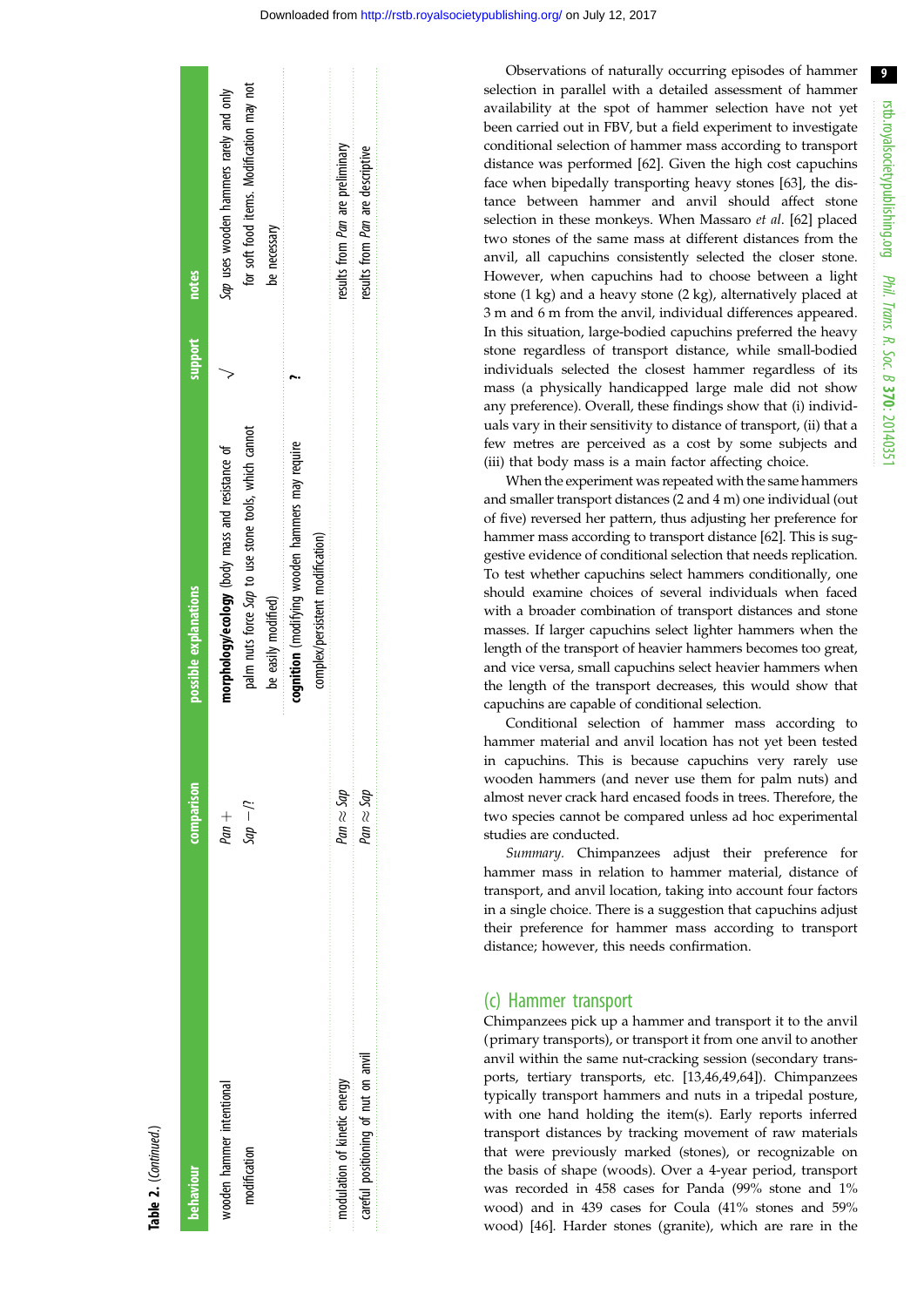**Table 2.** (*Continued*.)

| behaviour | comparison | possible explanations | support | notes |
|---|---|---|---|---|
| wooden hammer intentional modification | *Pan* + <br> *Sap* −/? | **morphology/ecology** (body mass and resistance of palm nuts force *Sap* to use stone tools, which cannot be easily modified) | √ | *Sap* uses wooden hammers rarely and only for soft food items. Modification may not be necessary |
| | | **cognition** (modifying wooden hammers may require complex/persistent modification) | ? | |
| modulation of kinetic energy | *Pan* ≈ *Sap* | | | results from *Pan* are preliminary |
| careful positioning of nut on anvil | *Pan* ≈ *Sap* | | | results from *Pan* are descriptive |

Observations of naturally occurring episodes of hammer selection in parallel with a detailed assessment of hammer availability at the spot of hammer selection have not yet been carried out in FBV, but a field experiment to investigate conditional selection of hammer mass according to transport distance was performed [62]. Given the high cost capuchins face when bipedally transporting heavy stones [63], the distance between hammer and anvil should affect stone selection in these monkeys. When Massaro *et al*. [62] placed two stones of the same mass at different distances from the anvil, all capuchins consistently selected the closer stone. However, when capuchins had to choose between a light stone (1 kg) and a heavy stone (2 kg), alternatively placed at 3 m and 6 m from the anvil, individual differences appeared. In this situation, large-bodied capuchins preferred the heavy stone regardless of transport distance, while small-bodied individuals selected the closest hammer regardless of its mass (a physically handicapped large male did not show any preference). Overall, these findings show that (i) individuals vary in their sensitivity to distance of transport, (ii) that a few metres are perceived as a cost by some subjects and (iii) that body mass is a main factor affecting choice.

When the experiment was repeated with the same hammers and smaller transport distances (2 and 4 m) one individual (out of five) reversed her pattern, thus adjusting her preference for hammer mass according to transport distance [62]. This is suggestive evidence of conditional selection that needs replication. To test whether capuchins select hammers conditionally, one should examine choices of several individuals when faced with a broader combination of transport distances and stone masses. If larger capuchins select lighter hammers when the length of the transport of heavier hammers becomes too great, and vice versa, small capuchins select heavier hammers when the length of the transport decreases, this would show that capuchins are capable of conditional selection.

Conditional selection of hammer mass according to hammer material and anvil location has not yet been tested in capuchins. This is because capuchins very rarely use wooden hammers (and never use them for palm nuts) and almost never crack hard encased foods in trees. Therefore, the two species cannot be compared unless ad hoc experimental studies are conducted.

*Summary.* Chimpanzees adjust their preference for hammer mass in relation to hammer material, distance of transport, and anvil location, taking into account four factors in a single choice. There is a suggestion that capuchins adjust their preference for hammer mass according to transport distance; however, this needs confirmation.

## (c) Hammer transport

Chimpanzees pick up a hammer and transport it to the anvil (primary transports), or transport it from one anvil to another anvil within the same nut-cracking session (secondary transports, tertiary transports, etc. [13,46,49,64]). Chimpanzees typically transport hammers and nuts in a tripedal posture, with one hand holding the item(s). Early reports inferred transport distances by tracking movement of raw materials that were previously marked (stones), or recognizable on the basis of shape (woods). Over a 4-year period, transport was recorded in 458 cases for Panda (99% stone and 1% wood) and in 439 cases for Coula (41% stones and 59% wood) [46]. Harder stones (granite), which are rare in the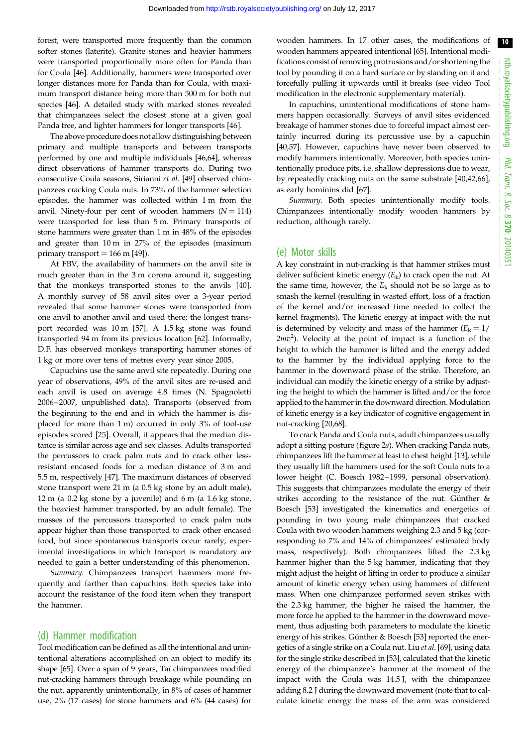forest, were transported more frequently than the common softer stones (laterite). Granite stones and heavier hammers were transported proportionally more often for Panda than for Coula [46]. Additionally, hammers were transported over longer distances more for Panda than for Coula, with maximum transport distance being more than 500 m for both nut species [46]. A detailed study with marked stones revealed that chimpanzees select the closest stone at a given goal Panda tree, and lighter hammers for longer transports [46].

The above procedure does not allow distinguishing between primary and multiple transports and between transports performed by one and multiple individuals [46,64], whereas direct observations of hammer transports do. During two consecutive Coula seasons, Sirianni *et al.* [49] observed chimpanzees cracking Coula nuts. In 73% of the hammer selection episodes, the hammer was collected within 1 m from the anvil. Ninety-four per cent of wooden hammers ($N = 114$) were transported for less than 5 m. Primary transports of stone hammers were greater than 1 m in 48% of the episodes and greater than 10 m in 27% of the episodes (maximum primary transport = 166 m [49]).

At FBV, the availability of hammers on the anvil site is much greater than in the 3 m corona around it, suggesting that the monkeys transported stones to the anvils [40]. A monthly survey of 58 anvil sites over a 3-year period revealed that some hammer stones were transported from one anvil to another anvil and used there; the longest transport recorded was 10 m [57]. A 1.5 kg stone was found transported 94 m from its previous location [62]. Informally, D.F. has observed monkeys transporting hammer stones of 1 kg or more over tens of metres every year since 2005.

Capuchins use the same anvil site repeatedly. During one year of observations, 49% of the anvil sites are re-used and each anvil is used on average 4.8 times (N. Spagnoletti 2006–2007, unpublished data). Transports (observed from the beginning to the end and in which the hammer is displaced for more than 1 m) occurred in only 3% of tool-use episodes scored [25]. Overall, it appears that the median distance is similar across age and sex classes. Adults transported the percussors to crack palm nuts and to crack other less-resistant encased foods for a median distance of 3 m and 5.5 m, respectively [47]. The maximum distances of observed stone transport were 21 m (a 0.5 kg stone by an adult male), 12 m (a 0.2 kg stone by a juvenile) and 6 m (a 1.6 kg stone, the heaviest hammer transported, by an adult female). The masses of the percussors transported to crack palm nuts appear higher than those transported to crack other encased food, but since spontaneous transports occur rarely, experimental investigations in which transport is mandatory are needed to gain a better understanding of this phenomenon.

*Summary.* Chimpanzees transport hammers more frequently and farther than capuchins. Both species take into account the resistance of the food item when they transport the hammer.

## (d) Hammer modification

Tool modification can be defined as all the intentional and unintentional alterations accomplished on an object to modify its shape [65]. Over a span of 9 years, Taï chimpanzees modified nut-cracking hammers through breakage while pounding on the nut, apparently unintentionally, in 8% of cases of hammer use, 2% (17 cases) for stone hammers and 6% (44 cases) for wooden hammers. In 17 other cases, the modifications of wooden hammers appeared intentional [65]. Intentional modifications consist of removing protrusions and/or shortening the tool by pounding it on a hard surface or by standing on it and forcefully pulling it upwards until it breaks (see video Tool modification in the electronic supplementary material).

In capuchins, unintentional modifications of stone hammers happen occasionally. Surveys of anvil sites evidenced breakage of hammer stones due to forceful impact almost certainly incurred during its percussive use by a capuchin [40,57]. However, capuchins have never been observed to modify hammers intentionally. Moreover, both species unintentionally produce pits, i.e. shallow depressions due to wear, by repeatedly cracking nuts on the same substrate [40,42,66], as early hominins did [67].

*Summary.* Both species unintentionally modify tools. Chimpanzees intentionally modify wooden hammers by reduction, although rarely.

## (e) Motor skills

A key constraint in nut-cracking is that hammer strikes must deliver sufficient kinetic energy ($E_k$) to crack open the nut. At the same time, however, the $E_k$ should not be so large as to smash the kernel (resulting in wasted effort, loss of a fraction of the kernel and/or increased time needed to collect the kernel fragments). The kinetic energy at impact with the nut is determined by velocity and mass of the hammer ($E_k = 1/2mv^2$). Velocity at the point of impact is a function of the height to which the hammer is lifted and the energy added to the hammer by the individual applying force to the hammer in the downward phase of the strike. Therefore, an individual can modify the kinetic energy of a strike by adjusting the height to which the hammer is lifted and/or the force applied to the hammer in the downward direction. Modulation of kinetic energy is a key indicator of cognitive engagement in nut-cracking [20,68].

To crack Panda and Coula nuts, adult chimpanzees usually adopt a sitting posture (figure 2*a*). When cracking Panda nuts, chimpanzees lift the hammer at least to chest height [13], while they usually lift the hammers used for the soft Coula nuts to a lower height (C. Boesch 1982–1999, personal observation). This suggests that chimpanzees modulate the energy of their strikes according to the resistance of the nut. Günther & Boesch [53] investigated the kinematics and energetics of pounding in two young male chimpanzees that cracked Coula with two wooden hammers weighing 2.3 and 5 kg (corresponding to 7% and 14% of chimpanzees' estimated body mass, respectively). Both chimpanzees lifted the 2.3 kg hammer higher than the 5 kg hammer, indicating that they might adjust the height of lifting in order to produce a similar amount of kinetic energy when using hammers of different mass. When one chimpanzee performed seven strikes with the 2.3 kg hammer, the higher he raised the hammer, the more force he applied to the hammer in the downward movement, thus adjusting both parameters to modulate the kinetic energy of his strikes. Günther & Boesch [53] reported the energetics of a single strike on a Coula nut. Liu *et al.* [69], using data for the single strike described in [53], calculated that the kinetic energy of the chimpanzee's hammer at the moment of the impact with the Coula was 14.5 J, with the chimpanzee adding 8.2 J during the downward movement (note that to calculate kinetic energy the mass of the arm was considered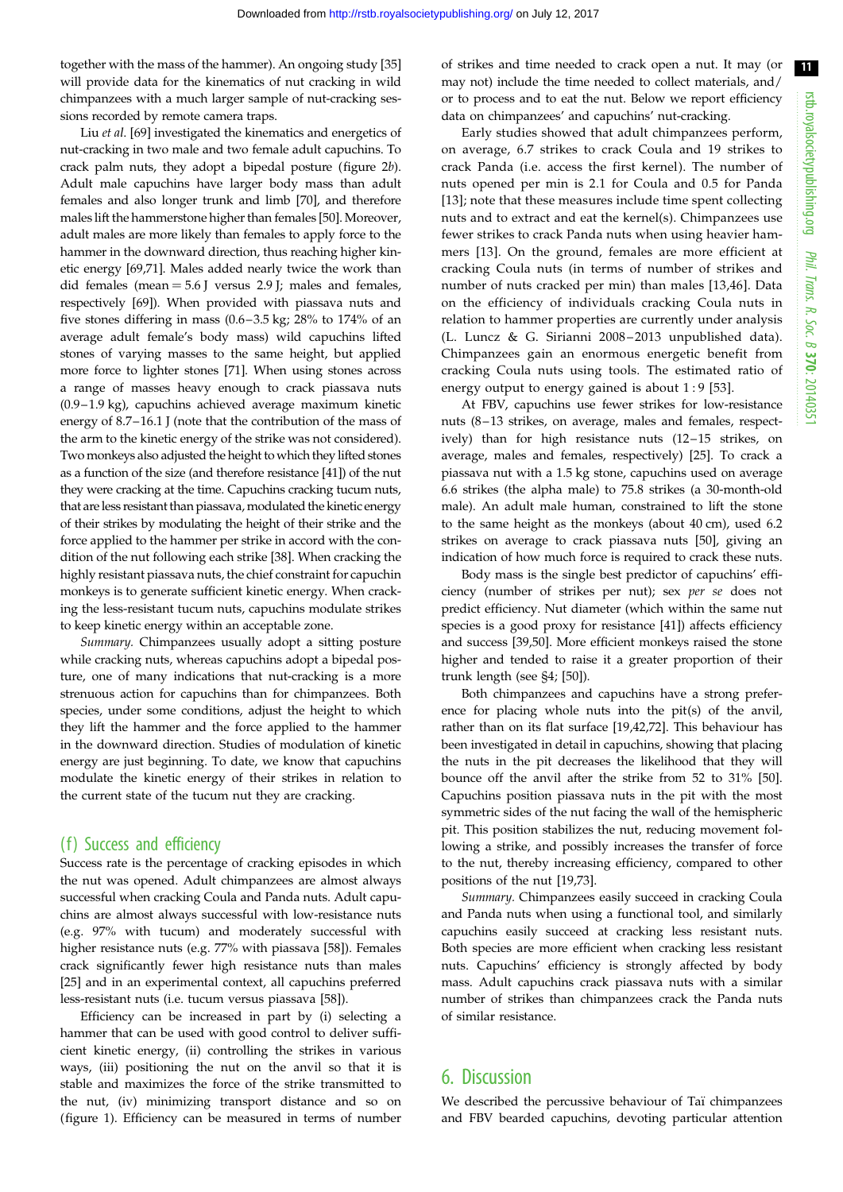together with the mass of the hammer). An ongoing study [35] will provide data for the kinematics of nut cracking in wild chimpanzees with a much larger sample of nut-cracking sessions recorded by remote camera traps.

Liu *et al.* [69] investigated the kinematics and energetics of nut-cracking in two male and two female adult capuchins. To crack palm nuts, they adopt a bipedal posture (figure 2*b*). Adult male capuchins have larger body mass than adult females and also longer trunk and limb [70], and therefore males lift the hammerstone higher than females [50]. Moreover, adult males are more likely than females to apply force to the hammer in the downward direction, thus reaching higher kinetic energy [69,71]. Males added nearly twice the work than did females (mean = 5.6 J versus 2.9 J; males and females, respectively [69]). When provided with piassava nuts and five stones differing in mass (0.6–3.5 kg; 28% to 174% of an average adult female's body mass) wild capuchins lifted stones of varying masses to the same height, but applied more force to lighter stones [71]. When using stones across a range of masses heavy enough to crack piassava nuts (0.9–1.9 kg), capuchins achieved average maximum kinetic energy of 8.7–16.1 J (note that the contribution of the mass of the arm to the kinetic energy of the strike was not considered). Two monkeys also adjusted the height to which they lifted stones as a function of the size (and therefore resistance [41]) of the nut they were cracking at the time. Capuchins cracking tucum nuts, that are less resistant than piassava, modulated the kinetic energy of their strikes by modulating the height of their strike and the force applied to the hammer per strike in accord with the condition of the nut following each strike [38]. When cracking the highly resistant piassava nuts, the chief constraint for capuchin monkeys is to generate sufficient kinetic energy. When cracking the less-resistant tucum nuts, capuchins modulate strikes to keep kinetic energy within an acceptable zone.

*Summary.* Chimpanzees usually adopt a sitting posture while cracking nuts, whereas capuchins adopt a bipedal posture, one of many indications that nut-cracking is a more strenuous action for capuchins than for chimpanzees. Both species, under some conditions, adjust the height to which they lift the hammer and the force applied to the hammer in the downward direction. Studies of modulation of kinetic energy are just beginning. To date, we know that capuchins modulate the kinetic energy of their strikes in relation to the current state of the tucum nut they are cracking.

### (f) Success and efficiency

Success rate is the percentage of cracking episodes in which the nut was opened. Adult chimpanzees are almost always successful when cracking Coula and Panda nuts. Adult capuchins are almost always successful with low-resistance nuts (e.g. 97% with tucum) and moderately successful with higher resistance nuts (e.g. 77% with piassava [58]). Females crack significantly fewer high resistance nuts than males [25] and in an experimental context, all capuchins preferred less-resistant nuts (i.e. tucum versus piassava [58]).

Efficiency can be increased in part by (i) selecting a hammer that can be used with good control to deliver sufficient kinetic energy, (ii) controlling the strikes in various ways, (iii) positioning the nut on the anvil so that it is stable and maximizes the force of the strike transmitted to the nut, (iv) minimizing transport distance and so on (figure 1). Efficiency can be measured in terms of number of strikes and time needed to crack open a nut. It may (or may not) include the time needed to collect materials, and/or to process and to eat the nut. Below we report efficiency data on chimpanzees' and capuchins' nut-cracking.

Early studies showed that adult chimpanzees perform, on average, 6.7 strikes to crack Coula and 19 strikes to crack Panda (i.e. access the first kernel). The number of nuts opened per min is 2.1 for Coula and 0.5 for Panda [13]; note that these measures include time spent collecting nuts and to extract and eat the kernel(s). Chimpanzees use fewer strikes to crack Panda nuts when using heavier hammers [13]. On the ground, females are more efficient at cracking Coula nuts (in terms of number of strikes and number of nuts cracked per min) than males [13,46]. Data on the efficiency of individuals cracking Coula nuts in relation to hammer properties are currently under analysis (L. Luncz & G. Sirianni 2008–2013 unpublished data). Chimpanzees gain an enormous energetic benefit from cracking Coula nuts using tools. The estimated ratio of energy output to energy gained is about 1 : 9 [53].

At FBV, capuchins use fewer strikes for low-resistance nuts (8–13 strikes, on average, males and females, respectively) than for high resistance nuts (12–15 strikes, on average, males and females, respectively) [25]. To crack a piassava nut with a 1.5 kg stone, capuchins used on average 6.6 strikes (the alpha male) to 75.8 strikes (a 30-month-old male). An adult male human, constrained to lift the stone to the same height as the monkeys (about 40 cm), used 6.2 strikes on average to crack piassava nuts [50], giving an indication of how much force is required to crack these nuts.

Body mass is the single best predictor of capuchins' efficiency (number of strikes per nut); sex *per se* does not predict efficiency. Nut diameter (which within the same nut species is a good proxy for resistance [41]) affects efficiency and success [39,50]. More efficient monkeys raised the stone higher and tended to raise it a greater proportion of their trunk length (see §4; [50]).

Both chimpanzees and capuchins have a strong preference for placing whole nuts into the pit(s) of the anvil, rather than on its flat surface [19,42,72]. This behaviour has been investigated in detail in capuchins, showing that placing the nuts in the pit decreases the likelihood that they will bounce off the anvil after the strike from 52 to 31% [50]. Capuchins position piassava nuts in the pit with the most symmetric sides of the nut facing the wall of the hemispheric pit. This position stabilizes the nut, reducing movement following a strike, and possibly increases the transfer of force to the nut, thereby increasing efficiency, compared to other positions of the nut [19,73].

*Summary.* Chimpanzees easily succeed in cracking Coula and Panda nuts when using a functional tool, and similarly capuchins easily succeed at cracking less resistant nuts. Both species are more efficient when cracking less resistant nuts. Capuchins' efficiency is strongly affected by body mass. Adult capuchins crack piassava nuts with a similar number of strikes than chimpanzees crack the Panda nuts of similar resistance.

## 6. Discussion

We described the percussive behaviour of Taï chimpanzees and FBV bearded capuchins, devoting particular attention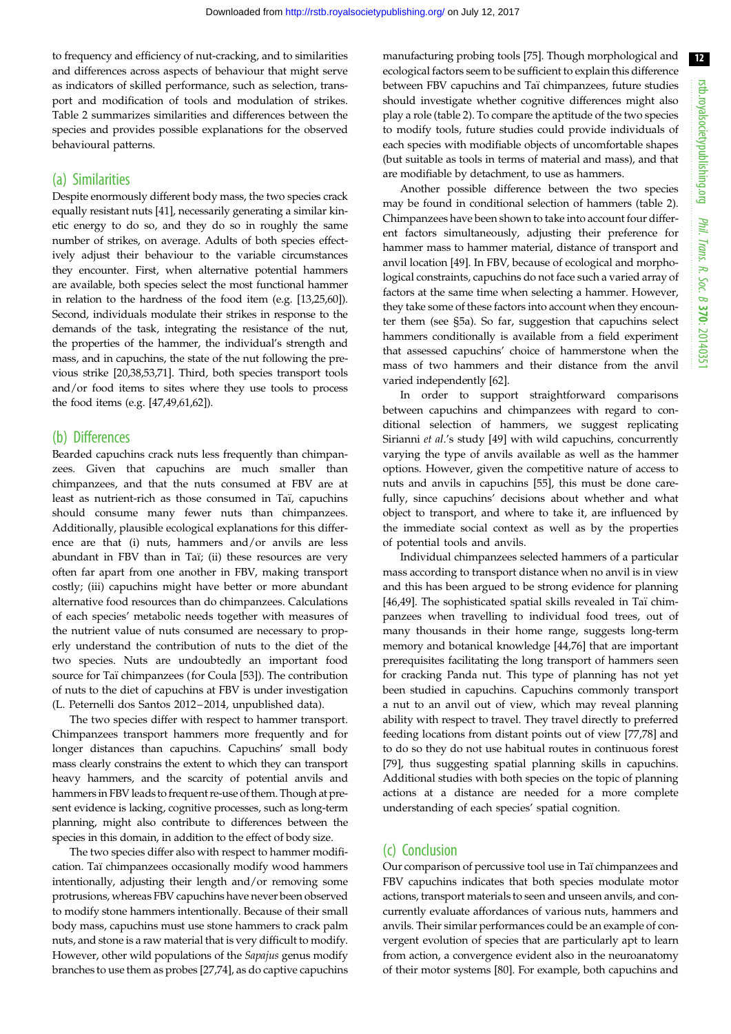to frequency and efficiency of nut-cracking, and to similarities and differences across aspects of behaviour that might serve as indicators of skilled performance, such as selection, transport and modification of tools and modulation of strikes. Table 2 summarizes similarities and differences between the species and provides possible explanations for the observed behavioural patterns.

## (a) Similarities

Despite enormously different body mass, the two species crack equally resistant nuts [41], necessarily generating a similar kinetic energy to do so, and they do so in roughly the same number of strikes, on average. Adults of both species effectively adjust their behaviour to the variable circumstances they encounter. First, when alternative potential hammers are available, both species select the most functional hammer in relation to the hardness of the food item (e.g. [13,25,60]). Second, individuals modulate their strikes in response to the demands of the task, integrating the resistance of the nut, the properties of the hammer, the individual's strength and mass, and in capuchins, the state of the nut following the previous strike [20,38,53,71]. Third, both species transport tools and/or food items to sites where they use tools to process the food items (e.g. [47,49,61,62]).

## (b) Differences

Bearded capuchins crack nuts less frequently than chimpanzees. Given that capuchins are much smaller than chimpanzees, and that the nuts consumed at FBV are at least as nutrient-rich as those consumed in Taï, capuchins should consume many fewer nuts than chimpanzees. Additionally, plausible ecological explanations for this difference are that (i) nuts, hammers and/or anvils are less abundant in FBV than in Taï; (ii) these resources are very often far apart from one another in FBV, making transport costly; (iii) capuchins might have better or more abundant alternative food resources than do chimpanzees. Calculations of each species' metabolic needs together with measures of the nutrient value of nuts consumed are necessary to properly understand the contribution of nuts to the diet of the two species. Nuts are undoubtedly an important food source for Taï chimpanzees (for Coula [53]). The contribution of nuts to the diet of capuchins at FBV is under investigation (L. Peternelli dos Santos 2012–2014, unpublished data).

The two species differ with respect to hammer transport. Chimpanzees transport hammers more frequently and for longer distances than capuchins. Capuchins' small body mass clearly constrains the extent to which they can transport heavy hammers, and the scarcity of potential anvils and hammers in FBV leads to frequent re-use of them. Though at present evidence is lacking, cognitive processes, such as long-term planning, might also contribute to differences between the species in this domain, in addition to the effect of body size.

The two species differ also with respect to hammer modification. Taï chimpanzees occasionally modify wood hammers intentionally, adjusting their length and/or removing some protrusions, whereas FBV capuchins have never been observed to modify stone hammers intentionally. Because of their small body mass, capuchins must use stone hammers to crack palm nuts, and stone is a raw material that is very difficult to modify. However, other wild populations of the *Sapajus* genus modify branches to use them as probes [27,74], as do captive capuchins manufacturing probing tools [75]. Though morphological and ecological factors seem to be sufficient to explain this difference between FBV capuchins and Taï chimpanzees, future studies should investigate whether cognitive differences might also play a role (table 2). To compare the aptitude of the two species to modify tools, future studies could provide individuals of each species with modifiable objects of uncomfortable shapes (but suitable as tools in terms of material and mass), and that are modifiable by detachment, to use as hammers.

Another possible difference between the two species may be found in conditional selection of hammers (table 2). Chimpanzees have been shown to take into account four different factors simultaneously, adjusting their preference for hammer mass to hammer material, distance of transport and anvil location [49]. In FBV, because of ecological and morphological constraints, capuchins do not face such a varied array of factors at the same time when selecting a hammer. However, they take some of these factors into account when they encounter them (see §5a). So far, suggestion that capuchins select hammers conditionally is available from a field experiment that assessed capuchins' choice of hammerstone when the mass of two hammers and their distance from the anvil varied independently [62].

In order to support straightforward comparisons between capuchins and chimpanzees with regard to conditional selection of hammers, we suggest replicating Sirianni *et al.*'s study [49] with wild capuchins, concurrently varying the type of anvils available as well as the hammer options. However, given the competitive nature of access to nuts and anvils in capuchins [55], this must be done carefully, since capuchins' decisions about whether and what object to transport, and where to take it, are influenced by the immediate social context as well as by the properties of potential tools and anvils.

Individual chimpanzees selected hammers of a particular mass according to transport distance when no anvil is in view and this has been argued to be strong evidence for planning [46,49]. The sophisticated spatial skills revealed in Taï chimpanzees when travelling to individual food trees, out of many thousands in their home range, suggests long-term memory and botanical knowledge [44,76] that are important prerequisites facilitating the long transport of hammers seen for cracking Panda nut. This type of planning has not yet been studied in capuchins. Capuchins commonly transport a nut to an anvil out of view, which may reveal planning ability with respect to travel. They travel directly to preferred feeding locations from distant points out of view [77,78] and to do so they do not use habitual routes in continuous forest [79], thus suggesting spatial planning skills in capuchins. Additional studies with both species on the topic of planning actions at a distance are needed for a more complete understanding of each species' spatial cognition.

## (c) Conclusion

Our comparison of percussive tool use in Taï chimpanzees and FBV capuchins indicates that both species modulate motor actions, transport materials to seen and unseen anvils, and concurrently evaluate affordances of various nuts, hammers and anvils. Their similar performances could be an example of convergent evolution of species that are particularly apt to learn from action, a convergence evident also in the neuroanatomy of their motor systems [80]. For example, both capuchins and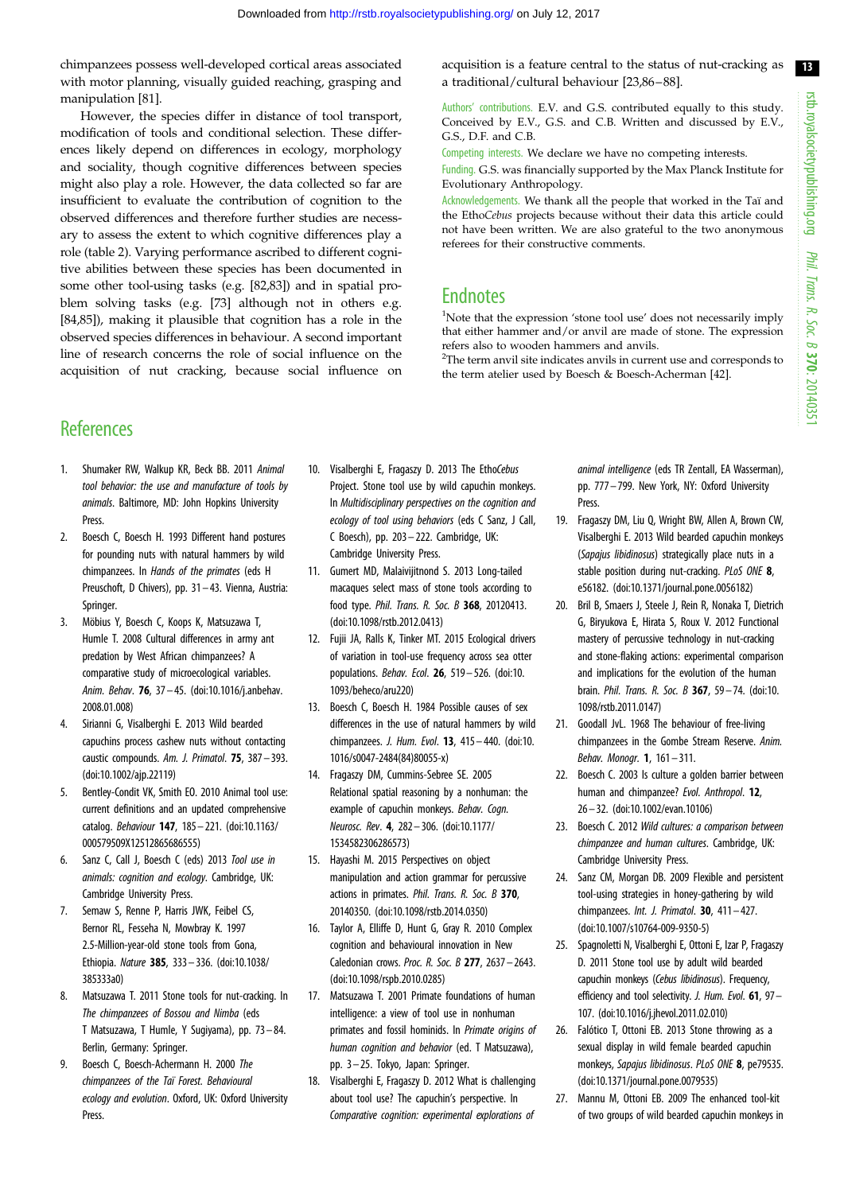chimpanzees possess well-developed cortical areas associated with motor planning, visually guided reaching, grasping and manipulation [81].

However, the species differ in distance of tool transport, modification of tools and conditional selection. These differences likely depend on differences in ecology, morphology and sociality, though cognitive differences between species might also play a role. However, the data collected so far are insufficient to evaluate the contribution of cognition to the observed differences and therefore further studies are necessary to assess the extent to which cognitive differences play a role (table 2). Varying performance ascribed to different cognitive abilities between these species has been documented in some other tool-using tasks (e.g. [82,83]) and in spatial problem solving tasks (e.g. [73] although not in others e.g. [84,85]), making it plausible that cognition has a role in the observed species differences in behaviour. A second important line of research concerns the role of social influence on the acquisition of nut cracking, because social influence on acquisition is a feature central to the status of nut-cracking as a traditional/cultural behaviour [23,86–88].

Authors' contributions. E.V. and G.S. contributed equally to this study. Conceived by E.V., G.S. and C.B. Written and discussed by E.V., G.S., D.F. and C.B.

Competing interests. We declare we have no competing interests.

Funding. G.S. was financially supported by the Max Planck Institute for Evolutionary Anthropology.

Acknowledgements. We thank all the people that worked in the Taï and the Etho*Cebus* projects because without their data this article could not have been written. We are also grateful to the two anonymous referees for their constructive comments.

## Endnotes

[1]Note that the expression 'stone tool use' does not necessarily imply that either hammer and/or anvil are made of stone. The expression refers also to wooden hammers and anvils.

[2]The term anvil site indicates anvils in current use and corresponds to the term atelier used by Boesch & Boesch-Acherman [42].

## References

1. Shumaker RW, Walkup KR, Beck BB. 2011 *Animal tool behavior: the use and manufacture of tools by animals*. Baltimore, MD: John Hopkins University Press.
2. Boesch C, Boesch H. 1993 Different hand postures for pounding nuts with natural hammers by wild chimpanzees. In *Hands of the primates* (eds H Preuschoft, D Chivers), pp. 31–43. Vienna, Austria: Springer.
3. Möbius Y, Boesch C, Koops K, Matsuzawa T, Humle T. 2008 Cultural differences in army ant predation by West African chimpanzees? A comparative study of microecological variables. *Anim. Behav*. **76**, 37–45. (doi:10.1016/j.anbehav.2008.01.008)
4. Sirianni G, Visalberghi E. 2013 Wild bearded capuchins process cashew nuts without contacting caustic compounds. *Am. J. Primatol*. **75**, 387–393. (doi:10.1002/ajp.22119)
5. Bentley-Condit VK, Smith EO. 2010 Animal tool use: current definitions and an updated comprehensive catalog. *Behaviour* **147**, 185–221. (doi:10.1163/000579509X12512865686555)
6. Sanz C, Call J, Boesch C (eds) 2013 *Tool use in animals: cognition and ecology*. Cambridge, UK: Cambridge University Press.
7. Semaw S, Renne P, Harris JWK, Feibel CS, Bernor RL, Fesseha N, Mowbray K. 1997 2.5-Million-year-old stone tools from Gona, Ethiopia. *Nature* **385**, 333–336. (doi:10.1038/385333a0)
8. Matsuzawa T. 2011 Stone tools for nut-cracking. In *The chimpanzees of Bossou and Nimba* (eds T Matsuzawa, T Humle, Y Sugiyama), pp. 73–84. Berlin, Germany: Springer.
9. Boesch C, Boesch-Achermann H. 2000 *The chimpanzees of the Taï Forest. Behavioural ecology and evolution*. Oxford, UK: Oxford University Press.
10. Visalberghi E, Fragaszy D. 2013 The Etho*Cebus* Project. Stone tool use by wild capuchin monkeys. In *Multidisciplinary perspectives on the cognition and ecology of tool using behaviors* (eds C Sanz, J Call, C Boesch), pp. 203–222. Cambridge, UK: Cambridge University Press.
11. Gumert MD, Malaivijitnond S. 2013 Long-tailed macaques select mass of stone tools according to food type. *Phil. Trans. R. Soc. B* **368**, 20120413. (doi:10.1098/rstb.2012.0413)
12. Fujii JA, Ralls K, Tinker MT. 2015 Ecological drivers of variation in tool-use frequency across sea otter populations. *Behav. Ecol*. **26**, 519–526. (doi:10.1093/beheco/aru220)
13. Boesch C, Boesch H. 1984 Possible causes of sex differences in the use of natural hammers by wild chimpanzees. *J. Hum. Evol*. **13**, 415–440. (doi:10.1016/s0047-2484(84)80055-x)
14. Fragaszy DM, Cummins-Sebree SE. 2005 Relational spatial reasoning by a nonhuman: the example of capuchin monkeys. *Behav. Cogn. Neurosc. Rev*. **4**, 282–306. (doi:10.1177/1534582306286573)
15. Hayashi M. 2015 Perspectives on object manipulation and action grammar for percussive actions in primates. *Phil. Trans. R. Soc. B* **370**, 20140350. (doi:10.1098/rstb.2014.0350)
16. Taylor A, Elliffe D, Hunt G, Gray R. 2010 Complex cognition and behavioural innovation in New Caledonian crows. *Proc. R. Soc. B* **277**, 2637–2643. (doi:10.1098/rspb.2010.0285)
17. Matsuzawa T. 2001 Primate foundations of human intelligence: a view of tool use in nonhuman primates and fossil hominids. In *Primate origins of human cognition and behavior* (ed. T Matsuzawa), pp. 3–25. Tokyo, Japan: Springer.
18. Visalberghi E, Fragaszy D. 2012 What is challenging about tool use? The capuchin's perspective. In *Comparative cognition: experimental explorations of animal intelligence* (eds TR Zentall, EA Wasserman), pp. 777–799. New York, NY: Oxford University Press.
19. Fragaszy DM, Liu Q, Wright BW, Allen A, Brown CW, Visalberghi E. 2013 Wild bearded capuchin monkeys (*Sapajus libidinosus*) strategically place nuts in a stable position during nut-cracking. *PLoS ONE* **8**, e56182. (doi:10.1371/journal.pone.0056182)
20. Bril B, Smaers J, Steele J, Rein R, Nonaka T, Dietrich G, Biryukova E, Hirata S, Roux V. 2012 Functional mastery of percussive technology in nut-cracking and stone-flaking actions: experimental comparison and implications for the evolution of the human brain. *Phil. Trans. R. Soc. B* **367**, 59–74. (doi:10.1098/rstb.2011.0147)
21. Goodall JvL. 1968 The behaviour of free-living chimpanzees in the Gombe Stream Reserve. *Anim. Behav. Monogr*. **1**, 161–311.
22. Boesch C. 2003 Is culture a golden barrier between human and chimpanzee? *Evol. Anthropol*. **12**, 26–32. (doi:10.1002/evan.10106)
23. Boesch C. 2012 *Wild cultures: a comparison between chimpanzee and human cultures*. Cambridge, UK: Cambridge University Press.
24. Sanz CM, Morgan DB. 2009 Flexible and persistent tool-using strategies in honey-gathering by wild chimpanzees. *Int. J. Primatol*. **30**, 411–427. (doi:10.1007/s10764-009-9350-5)
25. Spagnoletti N, Visalberghi E, Ottoni E, Izar P, Fragaszy D. 2011 Stone tool use by adult wild bearded capuchin monkeys (*Cebus libidinosus*). Frequency, efficiency and tool selectivity. *J. Hum. Evol*. **61**, 97–107. (doi:10.1016/j.jhevol.2011.02.010)
26. Falótico T, Ottoni EB. 2013 Stone throwing as a sexual display in wild female bearded capuchin monkeys, *Sapajus libidinosus*. *PLoS ONE* **8**, pe79535. (doi:10.1371/journal.pone.0079535)
27. Mannu M, Ottoni EB. 2009 The enhanced tool-kit of two groups of wild bearded capuchin monkeys in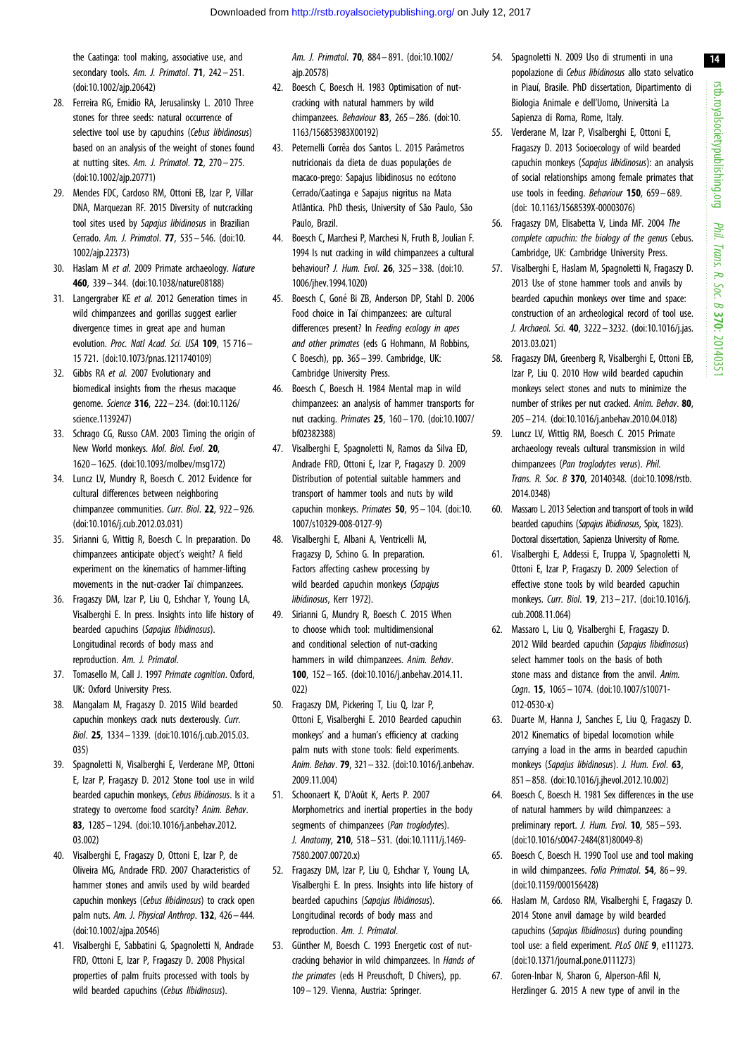the Caatinga: tool making, associative use, and secondary tools. *Am. J. Primatol.* **71**, 242–251. (doi:10.1002/ajp.20642)

28. Ferreira RG, Emidio RA, Jerusalinsky L. 2010 Three stones for three seeds: natural occurrence of selective tool use by capuchins (*Cebus libidinosus*) based on an analysis of the weight of stones found at nutting sites. *Am. J. Primatol.* **72**, 270–275. (doi:10.1002/ajp.20771)
29. Mendes FDC, Cardoso RM, Ottoni EB, Izar P, Villar DNA, Marquezan RF. 2015 Diversity of nutcracking tool sites used by *Sapajus libidinosus* in Brazilian Cerrado. *Am. J. Primatol.* **77**, 535–546. (doi:10.1002/ajp.22373)
30. Haslam M *et al.* 2009 Primate archaeology. *Nature* **460**, 339–344. (doi:10.1038/nature08188)
31. Langergraber KE *et al.* 2012 Generation times in wild chimpanzees and gorillas suggest earlier divergence times in great ape and human evolution. *Proc. Natl Acad. Sci. USA* **109**, 15 716–15 721. (doi:10.1073/pnas.1211740109)
32. Gibbs RA *et al.* 2007 Evolutionary and biomedical insights from the rhesus macaque genome. *Science* **316**, 222–234. (doi:10.1126/science.1139247)
33. Schrago CG, Russo CAM. 2003 Timing the origin of New World monkeys. *Mol. Biol. Evol.* **20**, 1620–1625. (doi:10.1093/molbev/msg172)
34. Luncz LV, Mundry R, Boesch C. 2012 Evidence for cultural differences between neighboring chimpanzee communities. *Curr. Biol.* **22**, 922–926. (doi:10.1016/j.cub.2012.03.031)
35. Sirianni G, Wittig R, Boesch C. In preparation. Do chimpanzees anticipate object's weight? A field experiment on the kinematics of hammer-lifting movements in the nut-cracker Taï chimpanzees.
36. Fragaszy DM, Izar P, Liu Q, Eshchar Y, Young LA, Visalberghi E. In press. Insights into life history of bearded capuchins (*Sapajus libidinosus*). Longitudinal records of body mass and reproduction. *Am. J. Primatol.*
37. Tomasello M, Call J. 1997 *Primate cognition*. Oxford, UK: Oxford University Press.
38. Mangalam M, Fragaszy D. 2015 Wild bearded capuchin monkeys crack nuts dexterously. *Curr. Biol.* **25**, 1334–1339. (doi:10.1016/j.cub.2015.03.035)
39. Spagnoletti N, Visalberghi E, Verderane MP, Ottoni E, Izar P, Fragaszy D. 2012 Stone tool use in wild bearded capuchin monkeys, *Cebus libidinosus*. Is it a strategy to overcome food scarcity? *Anim. Behav.* **83**, 1285–1294. (doi:10.1016/j.anbehav.2012.03.002)
40. Visalberghi E, Fragaszy D, Ottoni E, Izar P, de Oliveira MG, Andrade FRD. 2007 Characteristics of hammer stones and anvils used by wild bearded capuchin monkeys (*Cebus libidinosus*) to crack open palm nuts. *Am. J. Physical Anthrop.* **132**, 426–444. (doi:10.1002/ajpa.20546)
41. Visalberghi E, Sabbatini G, Spagnoletti N, Andrade FRD, Ottoni E, Izar P, Fragaszy D. 2008 Physical properties of palm fruits processed with tools by wild bearded capuchins (*Cebus libidinosus*). *Am. J. Primatol.* **70**, 884–891. (doi:10.1002/ajp.20578)
42. Boesch C, Boesch H. 1983 Optimisation of nut-cracking with natural hammers by wild chimpanzees. *Behaviour* **83**, 265–286. (doi:10.1163/156853983X00192)
43. Peternelli Corrêa dos Santos L. 2015 Parâmetros nutricionais da dieta de duas populações de macaco-prego: Sapajus libidinosus no ecótono Cerrado/Caatinga e Sapajus nigritus na Mata Atlântica. PhD thesis, University of São Paulo, São Paulo, Brazil.
44. Boesch C, Marchesi P, Marchesi N, Fruth B, Joulian F. 1994 Is nut cracking in wild chimpanzees a cultural behaviour? *J. Hum. Evol.* **26**, 325–338. (doi:10.1006/jhev.1994.1020)
45. Boesch C, Goné Bi ZB, Anderson DP, Stahl D. 2006 Food choice in Taï chimpanzees: are cultural differences present? In *Feeding ecology in apes and other primates* (eds G Hohmann, M Robbins, C Boesch), pp. 365–399. Cambridge, UK: Cambridge University Press.
46. Boesch C, Boesch H. 1984 Mental map in wild chimpanzees: an analysis of hammer transports for nut cracking. *Primates* **25**, 160–170. (doi:10.1007/bf02382388)
47. Visalberghi E, Spagnoletti N, Ramos da Silva ED, Andrade FRD, Ottoni E, Izar P, Fragaszy D. 2009 Distribution of potential suitable hammers and transport of hammer tools and nuts by wild capuchin monkeys. *Primates* **50**, 95–104. (doi:10.1007/s10329-008-0127-9)
48. Visalberghi E, Albani A, Ventricelli M, Fragaszy D, Schino G. In preparation. Factors affecting cashew processing by wild bearded capuchin monkeys (*Sapajus libidinosus*, Kerr 1972).
49. Sirianni G, Mundry R, Boesch C. 2015 When to choose which tool: multidimensional and conditional selection of nut-cracking hammers in wild chimpanzees. *Anim. Behav.* **100**, 152–165. (doi:10.1016/j.anbehav.2014.11.022)
50. Fragaszy DM, Pickering T, Liu Q, Izar P, Ottoni E, Visalberghi E. 2010 Bearded capuchin monkeys' and a human's efficiency at cracking palm nuts with stone tools: field experiments. *Anim. Behav.* **79**, 321–332. (doi:10.1016/j.anbehav.2009.11.004)
51. Schoonaert K, D'Août K, Aerts P. 2007 Morphometrics and inertial properties in the body segments of chimpanzees (*Pan troglodytes*). *J. Anatomy*, **210**, 518–531. (doi:10.1111/j.1469-7580.2007.00720.x)
52. Fragaszy DM, Izar P, Liu Q, Eshchar Y, Young LA, Visalberghi E. In press. Insights into life history of bearded capuchins (*Sapajus libidinosus*). Longitudinal records of body mass and reproduction. *Am. J. Primatol.*
53. Günther M, Boesch C. 1993 Energetic cost of nut-cracking behavior in wild chimpanzees. In *Hands of the primates* (eds H Preuschoft, D Chivers), pp. 109–129. Vienna, Austria: Springer.
54. Spagnoletti N. 2009 Uso di strumenti in una popolazione di *Cebus libidinosus* allo stato selvatico in Piauí, Brasile. PhD dissertation, Dipartimento di Biologia Animale e dell'Uomo, Università La Sapienza di Roma, Rome, Italy.
55. Verderane M, Izar P, Visalberghi E, Ottoni E, Fragaszy D. 2013 Socioecology of wild bearded capuchin monkeys (*Sapajus libidinosus*): an analysis of social relationships among female primates that use tools in feeding. *Behaviour* **150**, 659–689. (doi: 10.1163/1568539X-00003076)
56. Fragaszy DM, Elisabetta V, Linda MF. 2004 *The complete capuchin: the biology of the genus* Cebus. Cambridge, UK: Cambridge University Press.
57. Visalberghi E, Haslam M, Spagnoletti N, Fragaszy D. 2013 Use of stone hammer tools and anvils by bearded capuchin monkeys over time and space: construction of an archeological record of tool use. *J. Archaeol. Sci.* **40**, 3222–3232. (doi:10.1016/j.jas.2013.03.021)
58. Fragaszy DM, Greenberg R, Visalberghi E, Ottoni EB, Izar P, Liu Q. 2010 How wild bearded capuchin monkeys select stones and nuts to minimize the number of strikes per nut cracked. *Anim. Behav.* **80**, 205–214. (doi:10.1016/j.anbehav.2010.04.018)
59. Luncz LV, Wittig RM, Boesch C. 2015 Primate archaeology reveals cultural transmission in wild chimpanzees (*Pan troglodytes verus*). *Phil. Trans. R. Soc. B* **370**, 20140348. (doi:10.1098/rstb.2014.0348)
60. Massaro L. 2013 Selection and transport of tools in wild bearded capuchins (*Sapajus libidinosus*, Spix, 1823). Doctoral dissertation, Sapienza University of Rome.
61. Visalberghi E, Addessi E, Truppa V, Spagnoletti N, Ottoni E, Izar P, Fragaszy D. 2009 Selection of effective stone tools by wild bearded capuchin monkeys. *Curr. Biol.* **19**, 213–217. (doi:10.1016/j.cub.2008.11.064)
62. Massaro L, Liu Q, Visalberghi E, Fragaszy D. 2012 Wild bearded capuchin (*Sapajus libidinosus*) select hammer tools on the basis of both stone mass and distance from the anvil. *Anim. Cogn.* **15**, 1065–1074. (doi:10.1007/s10071-012-0530-x)
63. Duarte M, Hanna J, Sanches E, Liu Q, Fragaszy D. 2012 Kinematics of bipedal locomotion while carrying a load in the arms in bearded capuchin monkeys (*Sapajus libidinosus*). *J. Hum. Evol.* **63**, 851–858. (doi:10.1016/j.jhevol.2012.10.002)
64. Boesch C, Boesch H. 1981 Sex differences in the use of natural hammers by wild chimpanzees: a preliminary report. *J. Hum. Evol.* **10**, 585–593. (doi:10.1016/s0047-2484(81)80049-8)
65. Boesch C, Boesch H. 1990 Tool use and tool making in wild chimpanzees. *Folia Primatol.* **54**, 86–99. (doi:10.1159/000156428)
66. Haslam M, Cardoso RM, Visalberghi E, Fragaszy D. 2014 Stone anvil damage by wild bearded capuchins (*Sapajus libidinosus*) during pounding tool use: a field experiment. *PLoS ONE* **9**, e111273. (doi:10.1371/journal.pone.0111273)
67. Goren-Inbar N, Sharon G, Alperson-Afil N, Herzlinger G. 2015 A new type of anvil in the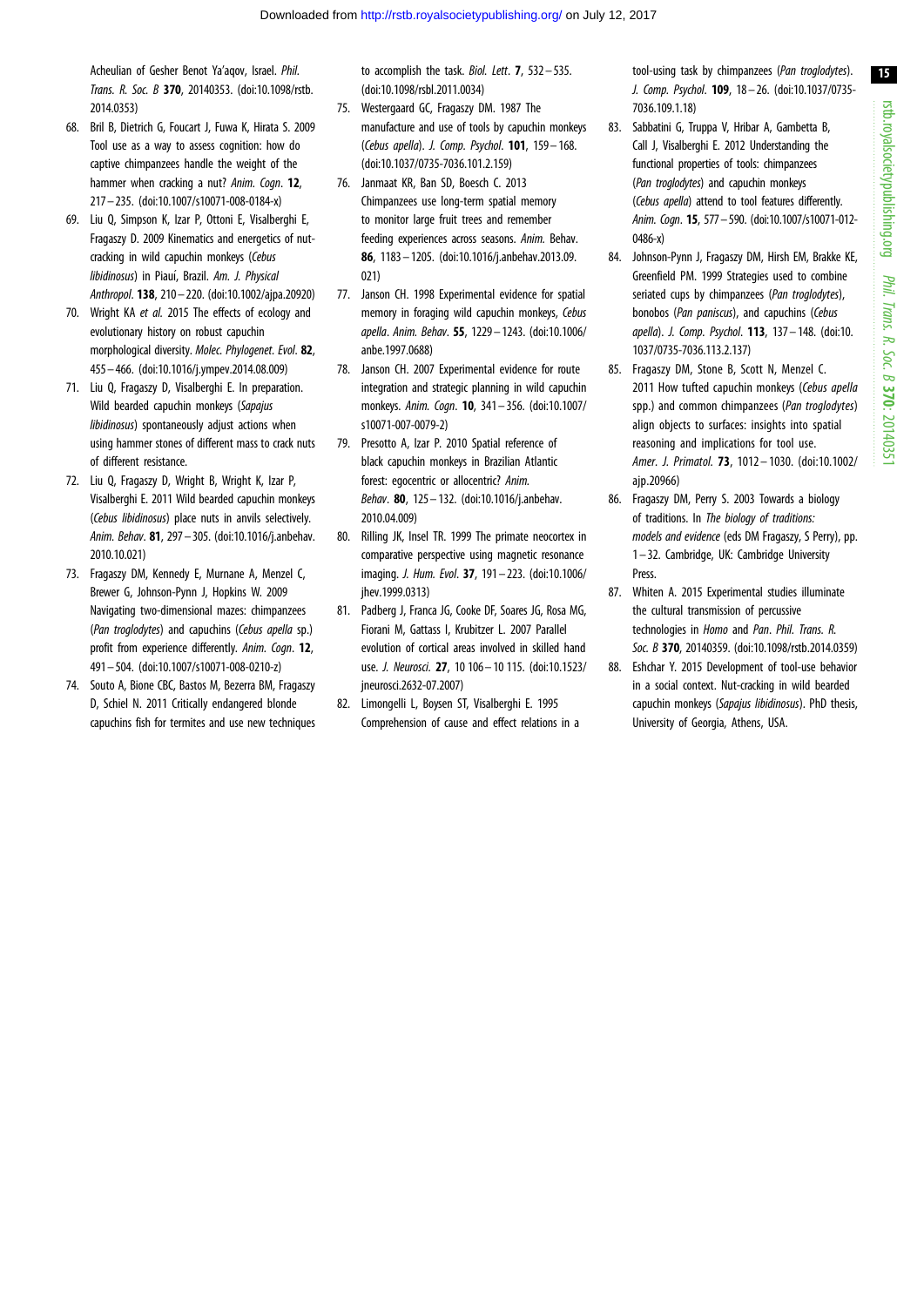Acheulian of Gesher Benot Ya'aqov, Israel. *Phil. Trans. R. Soc. B* **370**, 20140353. (doi:10.1098/rstb.2014.0353)

68. Bril B, Dietrich G, Foucart J, Fuwa K, Hirata S. 2009 Tool use as a way to assess cognition: how do captive chimpanzees handle the weight of the hammer when cracking a nut? *Anim. Cogn*. **12**, 217–235. (doi:10.1007/s10071-008-0184-x)
69. Liu Q, Simpson K, Izar P, Ottoni E, Visalberghi E, Fragaszy D. 2009 Kinematics and energetics of nut-cracking in wild capuchin monkeys (*Cebus libidinosus*) in Piauí, Brazil. *Am. J. Physical Anthropol*. **138**, 210–220. (doi:10.1002/ajpa.20920)
70. Wright KA *et al.* 2015 The effects of ecology and evolutionary history on robust capuchin morphological diversity. *Molec. Phylogenet. Evol*. **82**, 455–466. (doi:10.1016/j.ympev.2014.08.009)
71. Liu Q, Fragaszy D, Visalberghi E. In preparation. Wild bearded capuchin monkeys (*Sapajus libidinosus*) spontaneously adjust actions when using hammer stones of different mass to crack nuts of different resistance.
72. Liu Q, Fragaszy D, Wright B, Wright K, Izar P, Visalberghi E. 2011 Wild bearded capuchin monkeys (*Cebus libidinosus*) place nuts in anvils selectively. *Anim. Behav*. **81**, 297–305. (doi:10.1016/j.anbehav.2010.10.021)
73. Fragaszy DM, Kennedy E, Murnane A, Menzel C, Brewer G, Johnson-Pynn J, Hopkins W. 2009 Navigating two-dimensional mazes: chimpanzees (*Pan troglodytes*) and capuchins (*Cebus apella* sp.) profit from experience differently. *Anim. Cogn*. **12**, 491–504. (doi:10.1007/s10071-008-0210-z)
74. Souto A, Bione CBC, Bastos M, Bezerra BM, Fragaszy D, Schiel N. 2011 Critically endangered blonde capuchins fish for termites and use new techniques to accomplish the task. *Biol. Lett*. **7**, 532–535. (doi:10.1098/rsbl.2011.0034)
75. Westergaard GC, Fragaszy DM. 1987 The manufacture and use of tools by capuchin monkeys (*Cebus apella*). *J. Comp. Psychol*. **101**, 159–168. (doi:10.1037/0735-7036.101.2.159)
76. Janmaat KR, Ban SD, Boesch C. 2013 Chimpanzees use long-term spatial memory to monitor large fruit trees and remember feeding experiences across seasons. *Anim. Behav*. **86**, 1183–1205. (doi:10.1016/j.anbehav.2013.09.021)
77. Janson CH. 1998 Experimental evidence for spatial memory in foraging wild capuchin monkeys, *Cebus apella*. *Anim. Behav*. **55**, 1229–1243. (doi:10.1006/anbe.1997.0688)
78. Janson CH. 2007 Experimental evidence for route integration and strategic planning in wild capuchin monkeys. *Anim. Cogn*. **10**, 341–356. (doi:10.1007/s10071-007-0079-2)
79. Presotto A, Izar P. 2010 Spatial reference of black capuchin monkeys in Brazilian Atlantic forest: egocentric or allocentric? *Anim. Behav*. **80**, 125–132. (doi:10.1016/j.anbehav.2010.04.009)
80. Rilling JK, Insel TR. 1999 The primate neocortex in comparative perspective using magnetic resonance imaging. *J. Hum. Evol*. **37**, 191–223. (doi:10.1006/jhev.1999.0313)
81. Padberg J, Franca JG, Cooke DF, Soares JG, Rosa MG, Fiorani M, Gattass I, Krubitzer L. 2007 Parallel evolution of cortical areas involved in skilled hand use. *J. Neurosci*. **27**, 10 106–10 115. (doi:10.1523/jneurosci.2632-07.2007)
82. Limongelli L, Boysen ST, Visalberghi E. 1995 Comprehension of cause and effect relations in a tool-using task by chimpanzees (*Pan troglodytes*). *J. Comp. Psychol*. **109**, 18–26. (doi:10.1037/0735-7036.109.1.18)
83. Sabbatini G, Truppa V, Hribar A, Gambetta B, Call J, Visalberghi E. 2012 Understanding the functional properties of tools: chimpanzees (*Pan troglodytes*) and capuchin monkeys (*Cebus apella*) attend to tool features differently. *Anim. Cogn*. **15**, 577–590. (doi:10.1007/s10071-012-0486-x)
84. Johnson-Pynn J, Fragaszy DM, Hirsh EM, Brakke KE, Greenfield PM. 1999 Strategies used to combine seriated cups by chimpanzees (*Pan troglodytes*), bonobos (*Pan paniscus*), and capuchins (*Cebus apella*). *J. Comp. Psychol*. **113**, 137–148. (doi:10.1037/0735-7036.113.2.137)
85. Fragaszy DM, Stone B, Scott N, Menzel C. 2011 How tufted capuchin monkeys (*Cebus apella* spp.) and common chimpanzees (*Pan troglodytes*) align objects to surfaces: insights into spatial reasoning and implications for tool use. *Amer. J. Primatol*. **73**, 1012–1030. (doi:10.1002/ajp.20966)
86. Fragaszy DM, Perry S. 2003 Towards a biology of traditions. In *The biology of traditions: models and evidence* (eds DM Fragaszy, S Perry), pp. 1–32. Cambridge, UK: Cambridge University Press.
87. Whiten A. 2015 Experimental studies illuminate the cultural transmission of percussive technologies in *Homo* and *Pan*. *Phil. Trans. R. Soc. B* **370**, 20140359. (doi:10.1098/rstb.2014.0359)
88. Eshchar Y. 2015 Development of tool-use behavior in a social context. Nut-cracking in wild bearded capuchin monkeys (*Sapajus libidinosus*). PhD thesis, University of Georgia, Athens, USA.